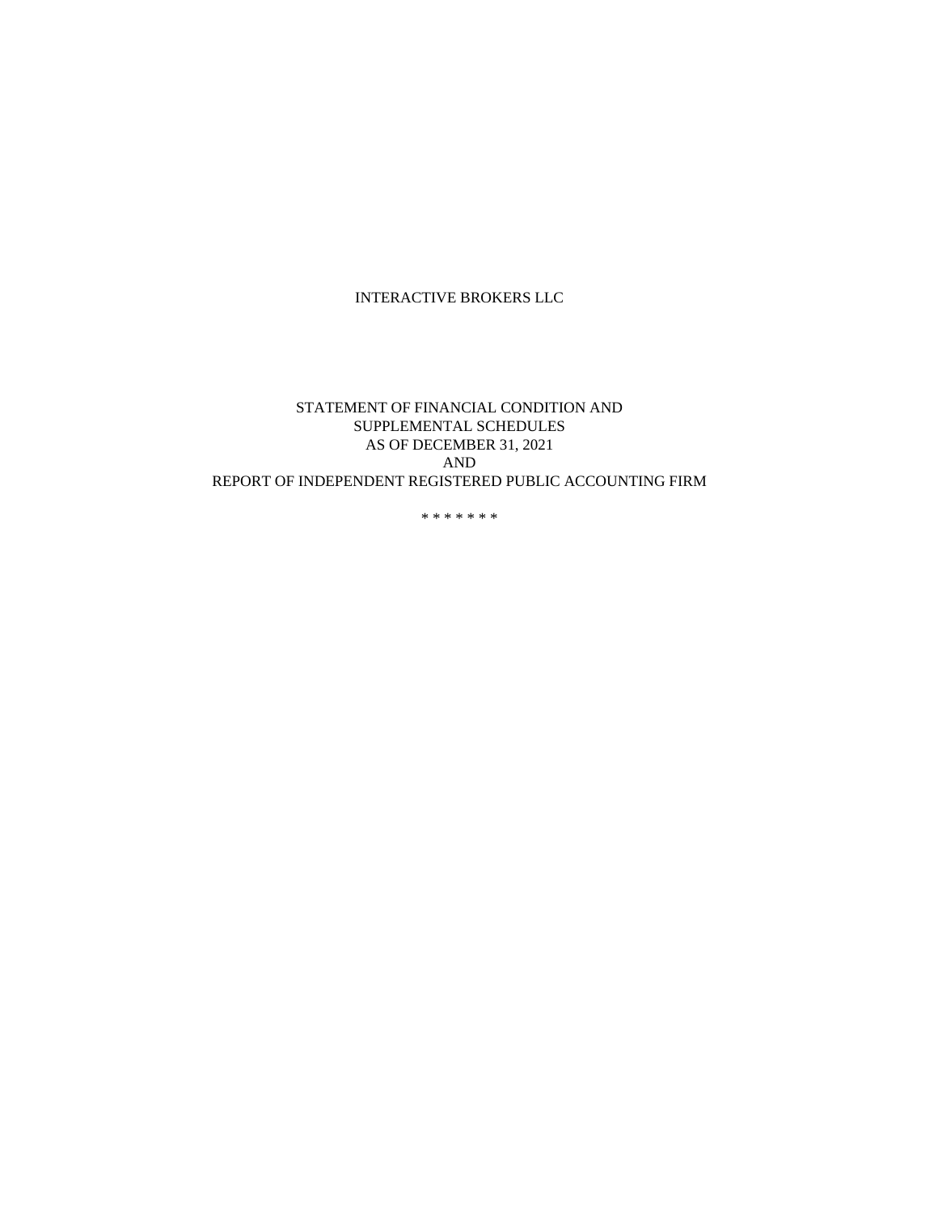# INTERACTIVE BROKERS LLC

STATEMENT OF FINANCIAL CONDITION AND
SUPPLEMENTAL SCHEDULES
AS OF DECEMBER 31, 2021
AND
REPORT OF INDEPENDENT REGISTERED PUBLIC ACCOUNTING FIRM

* * * * * * *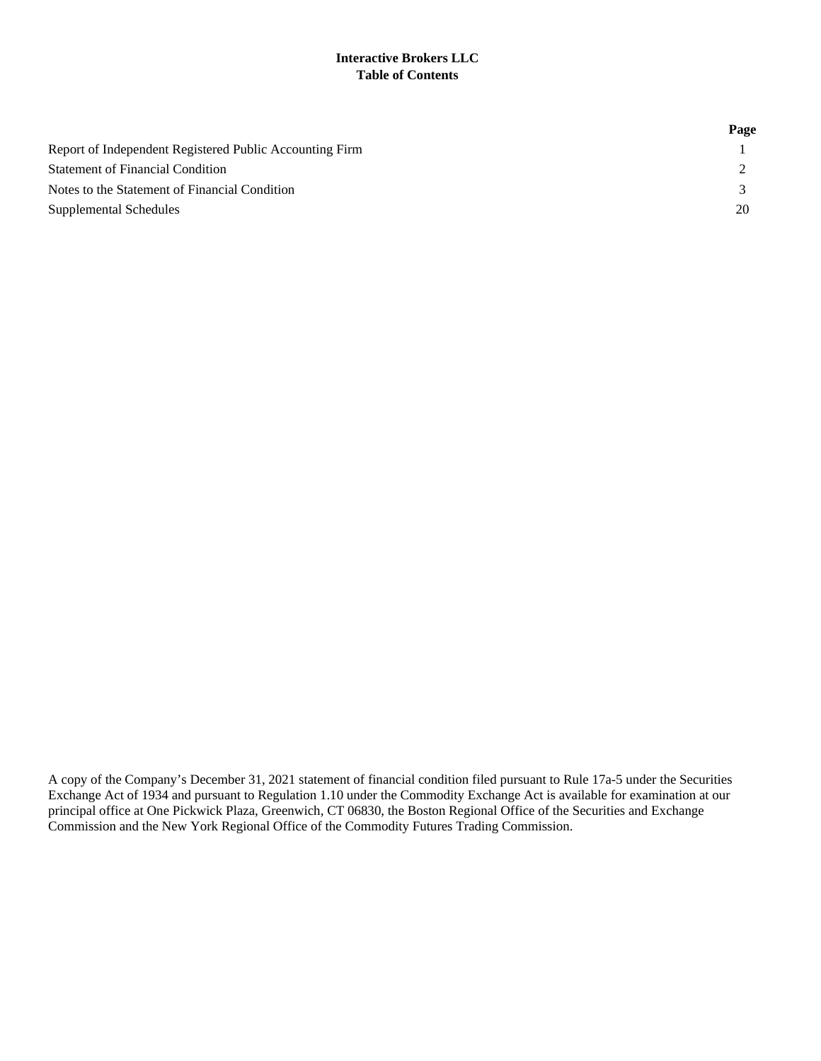**Interactive Brokers LLC**
**Table of Contents**

| | Page |
|---|---|
| Report of Independent Registered Public Accounting Firm | 1 |
| Statement of Financial Condition | 2 |
| Notes to the Statement of Financial Condition | 3 |
| Supplemental Schedules | 20 |

A copy of the Company's December 31, 2021 statement of financial condition filed pursuant to Rule 17a-5 under the Securities Exchange Act of 1934 and pursuant to Regulation 1.10 under the Commodity Exchange Act is available for examination at our principal office at One Pickwick Plaza, Greenwich, CT 06830, the Boston Regional Office of the Securities and Exchange Commission and the New York Regional Office of the Commodity Futures Trading Commission.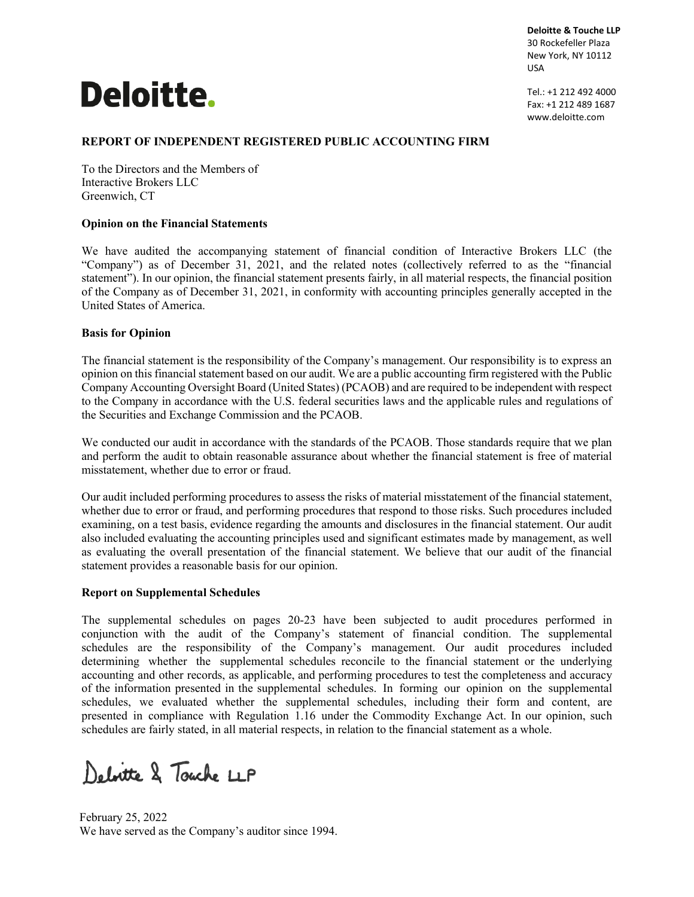**Deloitte & Touche LLP**
30 Rockefeller Plaza
New York, NY 10112
USA

Tel.: +1 212 492 4000
Fax: +1 212 489 1687
www.deloitte.com

**Deloitte.**

## REPORT OF INDEPENDENT REGISTERED PUBLIC ACCOUNTING FIRM

To the Directors and the Members of
Interactive Brokers LLC
Greenwich, CT

### Opinion on the Financial Statements

We have audited the accompanying statement of financial condition of Interactive Brokers LLC (the "Company") as of December 31, 2021, and the related notes (collectively referred to as the "financial statement"). In our opinion, the financial statement presents fairly, in all material respects, the financial position of the Company as of December 31, 2021, in conformity with accounting principles generally accepted in the United States of America.

### Basis for Opinion

The financial statement is the responsibility of the Company's management. Our responsibility is to express an opinion on this financial statement based on our audit. We are a public accounting firm registered with the Public Company Accounting Oversight Board (United States) (PCAOB) and are required to be independent with respect to the Company in accordance with the U.S. federal securities laws and the applicable rules and regulations of the Securities and Exchange Commission and the PCAOB.

We conducted our audit in accordance with the standards of the PCAOB. Those standards require that we plan and perform the audit to obtain reasonable assurance about whether the financial statement is free of material misstatement, whether due to error or fraud.

Our audit included performing procedures to assess the risks of material misstatement of the financial statement, whether due to error or fraud, and performing procedures that respond to those risks. Such procedures included examining, on a test basis, evidence regarding the amounts and disclosures in the financial statement. Our audit also included evaluating the accounting principles used and significant estimates made by management, as well as evaluating the overall presentation of the financial statement. We believe that our audit of the financial statement provides a reasonable basis for our opinion.

### Report on Supplemental Schedules

The supplemental schedules on pages 20-23 have been subjected to audit procedures performed in conjunction with the audit of the Company's statement of financial condition. The supplemental schedules are the responsibility of the Company's management. Our audit procedures included determining whether the supplemental schedules reconcile to the financial statement or the underlying accounting and other records, as applicable, and performing procedures to test the completeness and accuracy of the information presented in the supplemental schedules. In forming our opinion on the supplemental schedules, we evaluated whether the supplemental schedules, including their form and content, are presented in compliance with Regulation 1.16 under the Commodity Exchange Act. In our opinion, such schedules are fairly stated, in all material respects, in relation to the financial statement as a whole.

Deloitte & Touche LLP

February 25, 2022
We have served as the Company's auditor since 1994.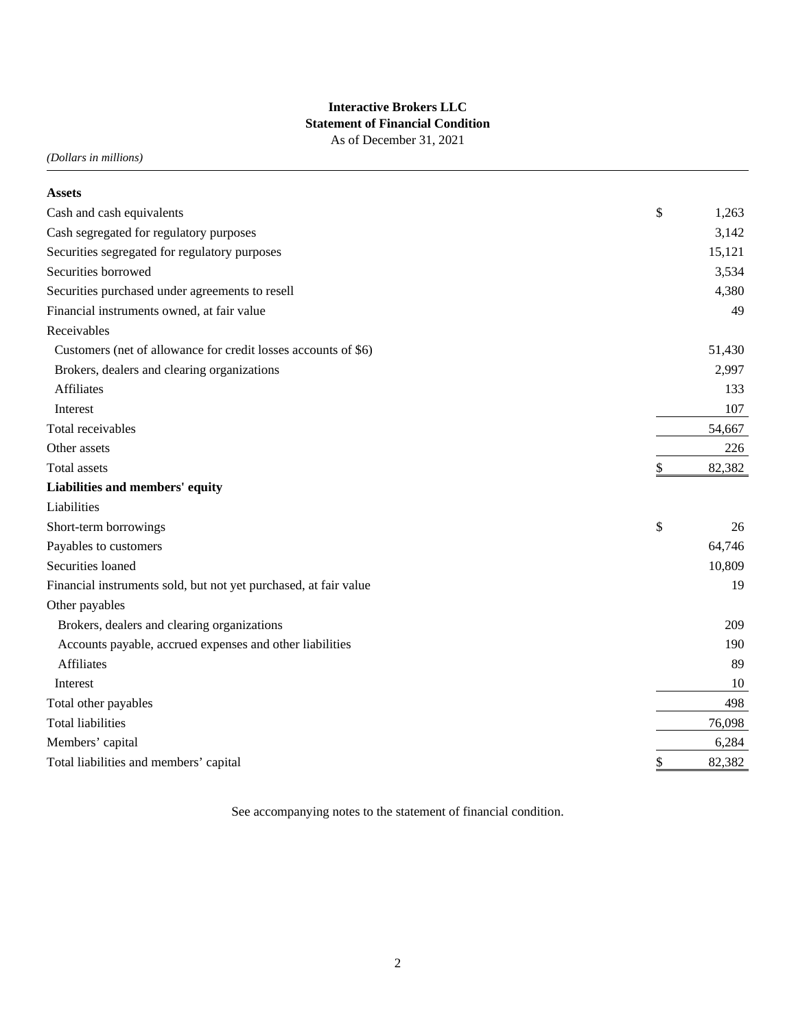**Interactive Brokers LLC**
**Statement of Financial Condition**
As of December 31, 2021

*(Dollars in millions)*

| | |
|---|---|
| **Assets** | |
| Cash and cash equivalents | $ 1,263 |
| Cash segregated for regulatory purposes | 3,142 |
| Securities segregated for regulatory purposes | 15,121 |
| Securities borrowed | 3,534 |
| Securities purchased under agreements to resell | 4,380 |
| Financial instruments owned, at fair value | 49 |
| Receivables | |
| Customers (net of allowance for credit losses accounts of $6) | 51,430 |
| Brokers, dealers and clearing organizations | 2,997 |
| Affiliates | 133 |
| Interest | 107 |
| Total receivables | 54,667 |
| Other assets | 226 |
| Total assets | $ 82,382 |
| **Liabilities and members' equity** | |
| Liabilities | |
| Short-term borrowings | $ 26 |
| Payables to customers | 64,746 |
| Securities loaned | 10,809 |
| Financial instruments sold, but not yet purchased, at fair value | 19 |
| Other payables | |
| Brokers, dealers and clearing organizations | 209 |
| Accounts payable, accrued expenses and other liabilities | 190 |
| Affiliates | 89 |
| Interest | 10 |
| Total other payables | 498 |
| Total liabilities | 76,098 |
| Members' capital | 6,284 |
| Total liabilities and members' capital | $ 82,382 |

See accompanying notes to the statement of financial condition.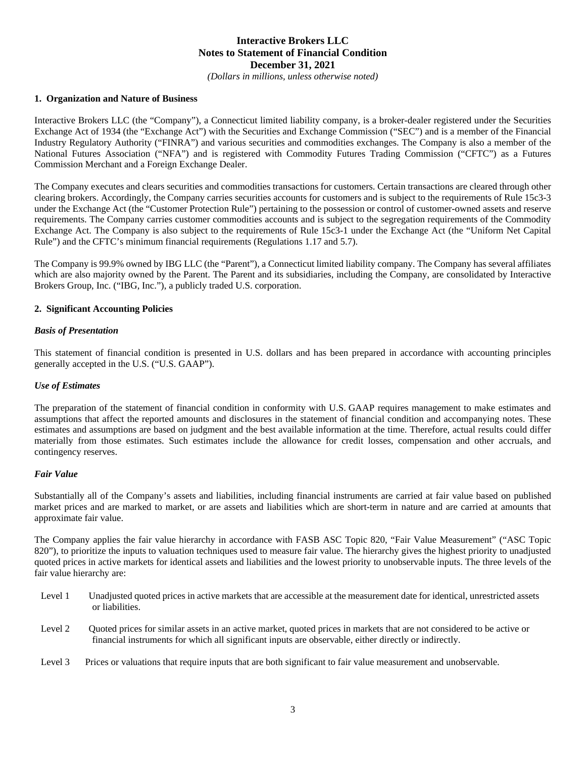# Interactive Brokers LLC
## Notes to Statement of Financial Condition
## December 31, 2021
*(Dollars in millions, unless otherwise noted)*

### 1. Organization and Nature of Business

Interactive Brokers LLC (the "Company"), a Connecticut limited liability company, is a broker-dealer registered under the Securities Exchange Act of 1934 (the "Exchange Act") with the Securities and Exchange Commission ("SEC") and is a member of the Financial Industry Regulatory Authority ("FINRA") and various securities and commodities exchanges. The Company is also a member of the National Futures Association ("NFA") and is registered with Commodity Futures Trading Commission ("CFTC") as a Futures Commission Merchant and a Foreign Exchange Dealer.

The Company executes and clears securities and commodities transactions for customers. Certain transactions are cleared through other clearing brokers. Accordingly, the Company carries securities accounts for customers and is subject to the requirements of Rule 15c3-3 under the Exchange Act (the "Customer Protection Rule") pertaining to the possession or control of customer-owned assets and reserve requirements. The Company carries customer commodities accounts and is subject to the segregation requirements of the Commodity Exchange Act. The Company is also subject to the requirements of Rule 15c3-1 under the Exchange Act (the "Uniform Net Capital Rule") and the CFTC's minimum financial requirements (Regulations 1.17 and 5.7).

The Company is 99.9% owned by IBG LLC (the "Parent"), a Connecticut limited liability company. The Company has several affiliates which are also majority owned by the Parent. The Parent and its subsidiaries, including the Company, are consolidated by Interactive Brokers Group, Inc. ("IBG, Inc."), a publicly traded U.S. corporation.

### 2. Significant Accounting Policies

***Basis of Presentation***

This statement of financial condition is presented in U.S. dollars and has been prepared in accordance with accounting principles generally accepted in the U.S. ("U.S. GAAP").

***Use of Estimates***

The preparation of the statement of financial condition in conformity with U.S. GAAP requires management to make estimates and assumptions that affect the reported amounts and disclosures in the statement of financial condition and accompanying notes. These estimates and assumptions are based on judgment and the best available information at the time. Therefore, actual results could differ materially from those estimates. Such estimates include the allowance for credit losses, compensation and other accruals, and contingency reserves.

***Fair Value***

Substantially all of the Company's assets and liabilities, including financial instruments are carried at fair value based on published market prices and are marked to market, or are assets and liabilities which are short-term in nature and are carried at amounts that approximate fair value.

The Company applies the fair value hierarchy in accordance with FASB ASC Topic 820, "Fair Value Measurement" ("ASC Topic 820"), to prioritize the inputs to valuation techniques used to measure fair value. The hierarchy gives the highest priority to unadjusted quoted prices in active markets for identical assets and liabilities and the lowest priority to unobservable inputs. The three levels of the fair value hierarchy are:

- Level 1 Unadjusted quoted prices in active markets that are accessible at the measurement date for identical, unrestricted assets or liabilities.
- Level 2 Quoted prices for similar assets in an active market, quoted prices in markets that are not considered to be active or financial instruments for which all significant inputs are observable, either directly or indirectly.
- Level 3 Prices or valuations that require inputs that are both significant to fair value measurement and unobservable.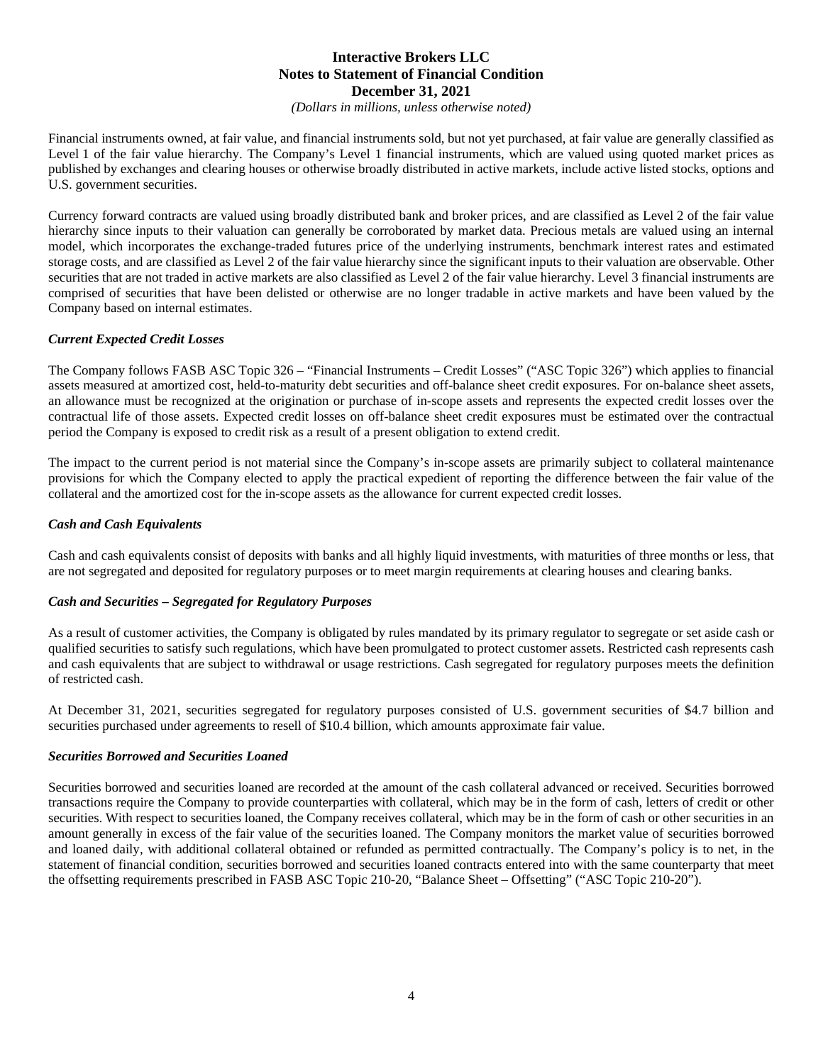Financial instruments owned, at fair value, and financial instruments sold, but not yet purchased, at fair value are generally classified as Level 1 of the fair value hierarchy. The Company's Level 1 financial instruments, which are valued using quoted market prices as published by exchanges and clearing houses or otherwise broadly distributed in active markets, include active listed stocks, options and U.S. government securities.

Currency forward contracts are valued using broadly distributed bank and broker prices, and are classified as Level 2 of the fair value hierarchy since inputs to their valuation can generally be corroborated by market data. Precious metals are valued using an internal model, which incorporates the exchange-traded futures price of the underlying instruments, benchmark interest rates and estimated storage costs, and are classified as Level 2 of the fair value hierarchy since the significant inputs to their valuation are observable. Other securities that are not traded in active markets are also classified as Level 2 of the fair value hierarchy. Level 3 financial instruments are comprised of securities that have been delisted or otherwise are no longer tradable in active markets and have been valued by the Company based on internal estimates.

### *Current Expected Credit Losses*

The Company follows FASB ASC Topic 326 – "Financial Instruments – Credit Losses" ("ASC Topic 326") which applies to financial assets measured at amortized cost, held-to-maturity debt securities and off-balance sheet credit exposures. For on-balance sheet assets, an allowance must be recognized at the origination or purchase of in-scope assets and represents the expected credit losses over the contractual life of those assets. Expected credit losses on off-balance sheet credit exposures must be estimated over the contractual period the Company is exposed to credit risk as a result of a present obligation to extend credit.

The impact to the current period is not material since the Company's in-scope assets are primarily subject to collateral maintenance provisions for which the Company elected to apply the practical expedient of reporting the difference between the fair value of the collateral and the amortized cost for the in-scope assets as the allowance for current expected credit losses.

### *Cash and Cash Equivalents*

Cash and cash equivalents consist of deposits with banks and all highly liquid investments, with maturities of three months or less, that are not segregated and deposited for regulatory purposes or to meet margin requirements at clearing houses and clearing banks.

### *Cash and Securities – Segregated for Regulatory Purposes*

As a result of customer activities, the Company is obligated by rules mandated by its primary regulator to segregate or set aside cash or qualified securities to satisfy such regulations, which have been promulgated to protect customer assets. Restricted cash represents cash and cash equivalents that are subject to withdrawal or usage restrictions. Cash segregated for regulatory purposes meets the definition of restricted cash.

At December 31, 2021, securities segregated for regulatory purposes consisted of U.S. government securities of $4.7 billion and securities purchased under agreements to resell of $10.4 billion, which amounts approximate fair value.

### *Securities Borrowed and Securities Loaned*

Securities borrowed and securities loaned are recorded at the amount of the cash collateral advanced or received. Securities borrowed transactions require the Company to provide counterparties with collateral, which may be in the form of cash, letters of credit or other securities. With respect to securities loaned, the Company receives collateral, which may be in the form of cash or other securities in an amount generally in excess of the fair value of the securities loaned. The Company monitors the market value of securities borrowed and loaned daily, with additional collateral obtained or refunded as permitted contractually. The Company's policy is to net, in the statement of financial condition, securities borrowed and securities loaned contracts entered into with the same counterparty that meet the offsetting requirements prescribed in FASB ASC Topic 210-20, "Balance Sheet – Offsetting" ("ASC Topic 210-20").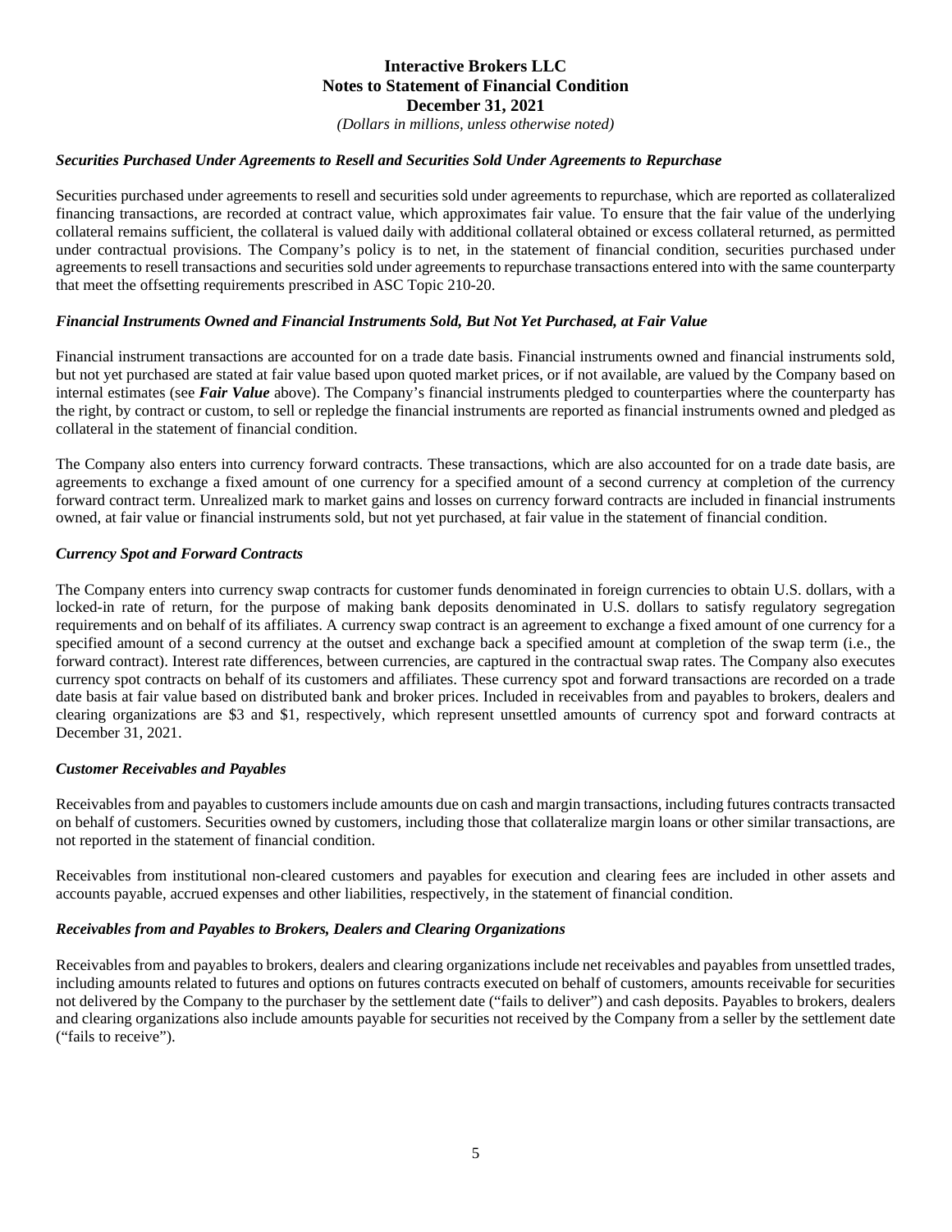### *Securities Purchased Under Agreements to Resell and Securities Sold Under Agreements to Repurchase*

Securities purchased under agreements to resell and securities sold under agreements to repurchase, which are reported as collateralized financing transactions, are recorded at contract value, which approximates fair value. To ensure that the fair value of the underlying collateral remains sufficient, the collateral is valued daily with additional collateral obtained or excess collateral returned, as permitted under contractual provisions. The Company's policy is to net, in the statement of financial condition, securities purchased under agreements to resell transactions and securities sold under agreements to repurchase transactions entered into with the same counterparty that meet the offsetting requirements prescribed in ASC Topic 210-20.

### *Financial Instruments Owned and Financial Instruments Sold, But Not Yet Purchased, at Fair Value*

Financial instrument transactions are accounted for on a trade date basis. Financial instruments owned and financial instruments sold, but not yet purchased are stated at fair value based upon quoted market prices, or if not available, are valued by the Company based on internal estimates (see ***Fair Value*** above). The Company's financial instruments pledged to counterparties where the counterparty has the right, by contract or custom, to sell or repledge the financial instruments are reported as financial instruments owned and pledged as collateral in the statement of financial condition.

The Company also enters into currency forward contracts. These transactions, which are also accounted for on a trade date basis, are agreements to exchange a fixed amount of one currency for a specified amount of a second currency at completion of the currency forward contract term. Unrealized mark to market gains and losses on currency forward contracts are included in financial instruments owned, at fair value or financial instruments sold, but not yet purchased, at fair value in the statement of financial condition.

### *Currency Spot and Forward Contracts*

The Company enters into currency swap contracts for customer funds denominated in foreign currencies to obtain U.S. dollars, with a locked-in rate of return, for the purpose of making bank deposits denominated in U.S. dollars to satisfy regulatory segregation requirements and on behalf of its affiliates. A currency swap contract is an agreement to exchange a fixed amount of one currency for a specified amount of a second currency at the outset and exchange back a specified amount at completion of the swap term (i.e., the forward contract). Interest rate differences, between currencies, are captured in the contractual swap rates. The Company also executes currency spot contracts on behalf of its customers and affiliates. These currency spot and forward transactions are recorded on a trade date basis at fair value based on distributed bank and broker prices. Included in receivables from and payables to brokers, dealers and clearing organizations are $3 and $1, respectively, which represent unsettled amounts of currency spot and forward contracts at December 31, 2021.

### *Customer Receivables and Payables*

Receivables from and payables to customers include amounts due on cash and margin transactions, including futures contracts transacted on behalf of customers. Securities owned by customers, including those that collateralize margin loans or other similar transactions, are not reported in the statement of financial condition.

Receivables from institutional non-cleared customers and payables for execution and clearing fees are included in other assets and accounts payable, accrued expenses and other liabilities, respectively, in the statement of financial condition.

### *Receivables from and Payables to Brokers, Dealers and Clearing Organizations*

Receivables from and payables to brokers, dealers and clearing organizations include net receivables and payables from unsettled trades, including amounts related to futures and options on futures contracts executed on behalf of customers, amounts receivable for securities not delivered by the Company to the purchaser by the settlement date ("fails to deliver") and cash deposits. Payables to brokers, dealers and clearing organizations also include amounts payable for securities not received by the Company from a seller by the settlement date ("fails to receive").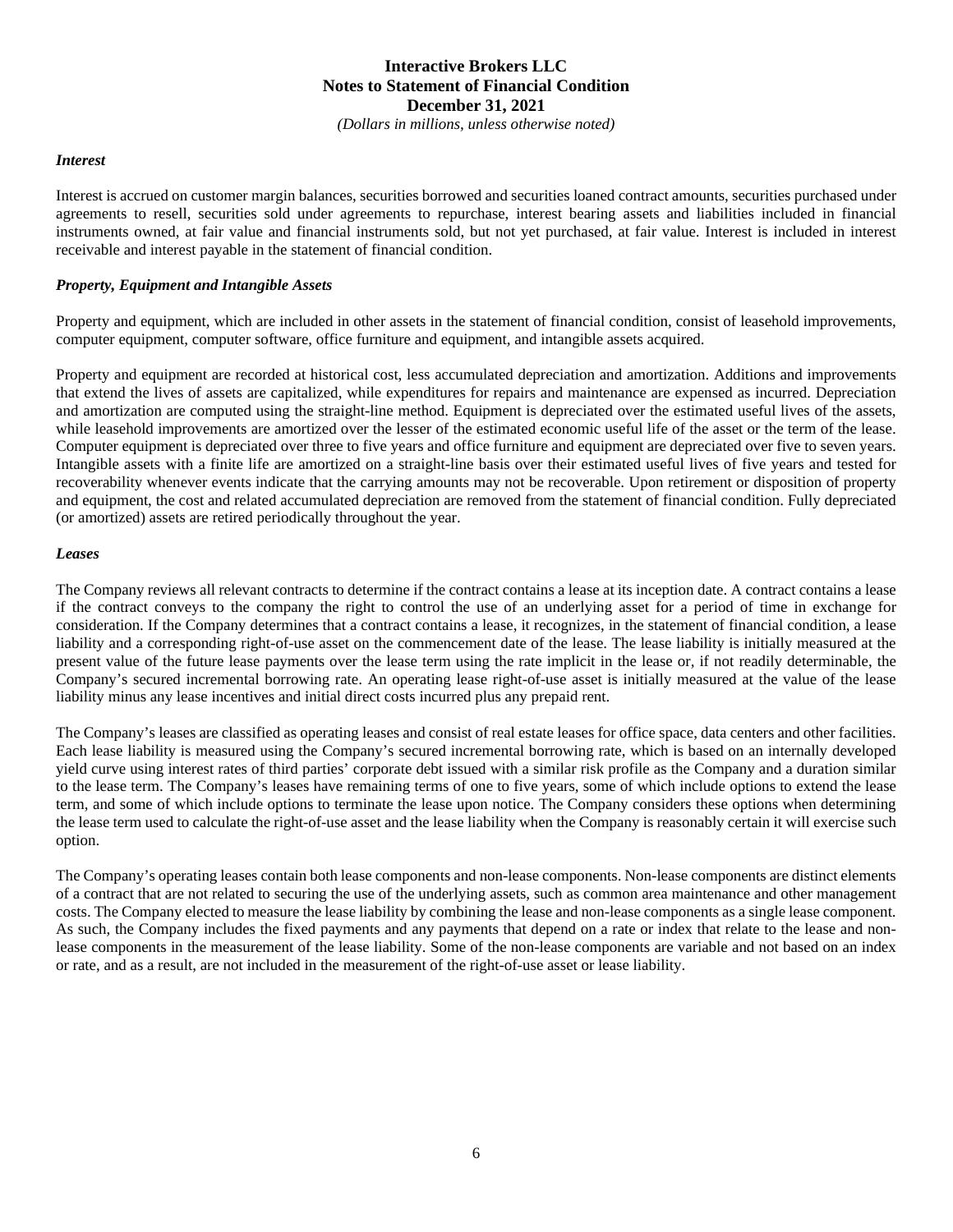### *Interest*

Interest is accrued on customer margin balances, securities borrowed and securities loaned contract amounts, securities purchased under agreements to resell, securities sold under agreements to repurchase, interest bearing assets and liabilities included in financial instruments owned, at fair value and financial instruments sold, but not yet purchased, at fair value. Interest is included in interest receivable and interest payable in the statement of financial condition.

### *Property, Equipment and Intangible Assets*

Property and equipment, which are included in other assets in the statement of financial condition, consist of leasehold improvements, computer equipment, computer software, office furniture and equipment, and intangible assets acquired.

Property and equipment are recorded at historical cost, less accumulated depreciation and amortization. Additions and improvements that extend the lives of assets are capitalized, while expenditures for repairs and maintenance are expensed as incurred. Depreciation and amortization are computed using the straight-line method. Equipment is depreciated over the estimated useful lives of the assets, while leasehold improvements are amortized over the lesser of the estimated economic useful life of the asset or the term of the lease. Computer equipment is depreciated over three to five years and office furniture and equipment are depreciated over five to seven years. Intangible assets with a finite life are amortized on a straight-line basis over their estimated useful lives of five years and tested for recoverability whenever events indicate that the carrying amounts may not be recoverable. Upon retirement or disposition of property and equipment, the cost and related accumulated depreciation are removed from the statement of financial condition. Fully depreciated (or amortized) assets are retired periodically throughout the year.

### *Leases*

The Company reviews all relevant contracts to determine if the contract contains a lease at its inception date. A contract contains a lease if the contract conveys to the company the right to control the use of an underlying asset for a period of time in exchange for consideration. If the Company determines that a contract contains a lease, it recognizes, in the statement of financial condition, a lease liability and a corresponding right-of-use asset on the commencement date of the lease. The lease liability is initially measured at the present value of the future lease payments over the lease term using the rate implicit in the lease or, if not readily determinable, the Company's secured incremental borrowing rate. An operating lease right-of-use asset is initially measured at the value of the lease liability minus any lease incentives and initial direct costs incurred plus any prepaid rent.

The Company's leases are classified as operating leases and consist of real estate leases for office space, data centers and other facilities. Each lease liability is measured using the Company's secured incremental borrowing rate, which is based on an internally developed yield curve using interest rates of third parties' corporate debt issued with a similar risk profile as the Company and a duration similar to the lease term. The Company's leases have remaining terms of one to five years, some of which include options to extend the lease term, and some of which include options to terminate the lease upon notice. The Company considers these options when determining the lease term used to calculate the right-of-use asset and the lease liability when the Company is reasonably certain it will exercise such option.

The Company's operating leases contain both lease components and non-lease components. Non-lease components are distinct elements of a contract that are not related to securing the use of the underlying assets, such as common area maintenance and other management costs. The Company elected to measure the lease liability by combining the lease and non-lease components as a single lease component. As such, the Company includes the fixed payments and any payments that depend on a rate or index that relate to the lease and non-lease components in the measurement of the lease liability. Some of the non-lease components are variable and not based on an index or rate, and as a result, are not included in the measurement of the right-of-use asset or lease liability.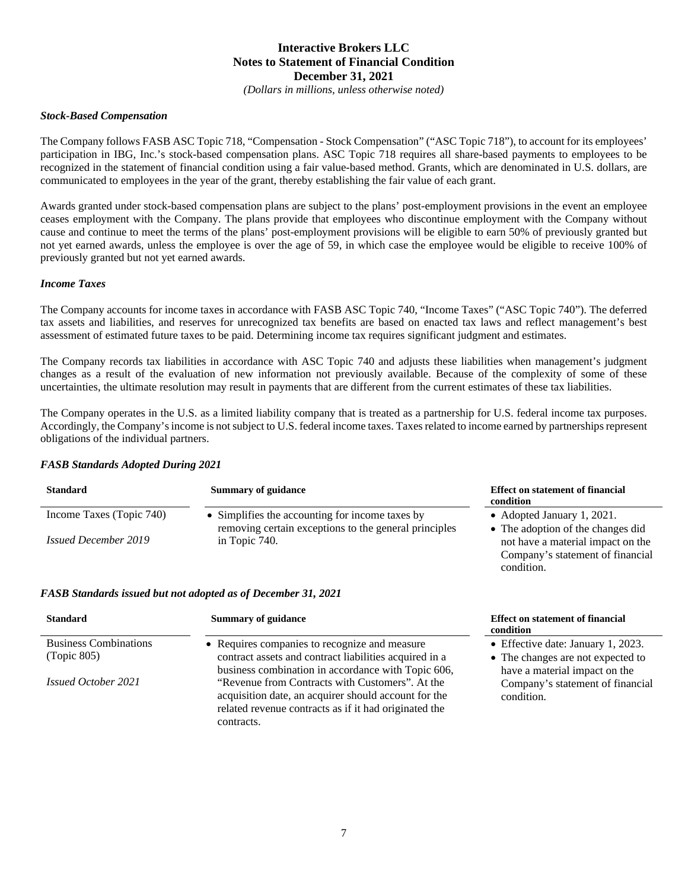### *Stock-Based Compensation*

The Company follows FASB ASC Topic 718, "Compensation - Stock Compensation" ("ASC Topic 718"), to account for its employees' participation in IBG, Inc.'s stock-based compensation plans. ASC Topic 718 requires all share-based payments to employees to be recognized in the statement of financial condition using a fair value-based method. Grants, which are denominated in U.S. dollars, are communicated to employees in the year of the grant, thereby establishing the fair value of each grant.

Awards granted under stock-based compensation plans are subject to the plans' post-employment provisions in the event an employee ceases employment with the Company. The plans provide that employees who discontinue employment with the Company without cause and continue to meet the terms of the plans' post-employment provisions will be eligible to earn 50% of previously granted but not yet earned awards, unless the employee is over the age of 59, in which case the employee would be eligible to receive 100% of previously granted but not yet earned awards.

### *Income Taxes*

The Company accounts for income taxes in accordance with FASB ASC Topic 740, "Income Taxes" ("ASC Topic 740"). The deferred tax assets and liabilities, and reserves for unrecognized tax benefits are based on enacted tax laws and reflect management's best assessment of estimated future taxes to be paid. Determining income tax requires significant judgment and estimates.

The Company records tax liabilities in accordance with ASC Topic 740 and adjusts these liabilities when management's judgment changes as a result of the evaluation of new information not previously available. Because of the complexity of some of these uncertainties, the ultimate resolution may result in payments that are different from the current estimates of these tax liabilities.

The Company operates in the U.S. as a limited liability company that is treated as a partnership for U.S. federal income tax purposes. Accordingly, the Company's income is not subject to U.S. federal income taxes. Taxes related to income earned by partnerships represent obligations of the individual partners.

### *FASB Standards Adopted During 2021*

| Standard | Summary of guidance | Effect on statement of financial condition |
|---|---|---|
| Income Taxes (Topic 740)<br><br>*Issued December 2019* | • Simplifies the accounting for income taxes by removing certain exceptions to the general principles in Topic 740. | • Adopted January 1, 2021.<br>• The adoption of the changes did not have a material impact on the Company's statement of financial condition. |

### *FASB Standards issued but not adopted as of December 31, 2021*

| Standard | Summary of guidance | Effect on statement of financial condition |
|---|---|---|
| Business Combinations (Topic 805)<br><br>*Issued October 2021* | • Requires companies to recognize and measure contract assets and contract liabilities acquired in a business combination in accordance with Topic 606, "Revenue from Contracts with Customers". At the acquisition date, an acquirer should account for the related revenue contracts as if it had originated the contracts. | • Effective date: January 1, 2023.<br>• The changes are not expected to have a material impact on the Company's statement of financial condition. |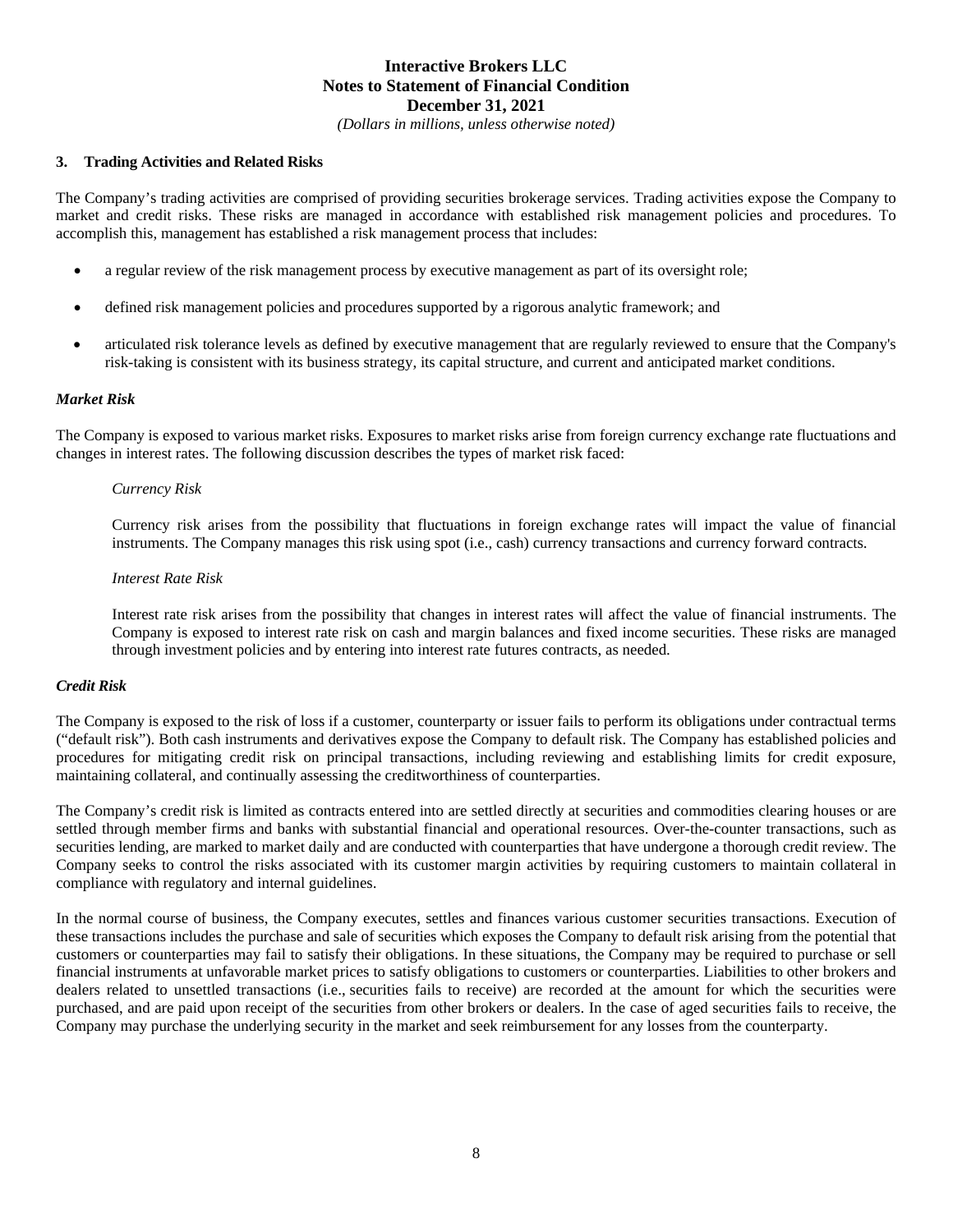## 3. Trading Activities and Related Risks

The Company's trading activities are comprised of providing securities brokerage services. Trading activities expose the Company to market and credit risks. These risks are managed in accordance with established risk management policies and procedures. To accomplish this, management has established a risk management process that includes:

- a regular review of the risk management process by executive management as part of its oversight role;
- defined risk management policies and procedures supported by a rigorous analytic framework; and
- articulated risk tolerance levels as defined by executive management that are regularly reviewed to ensure that the Company's risk-taking is consistent with its business strategy, its capital structure, and current and anticipated market conditions.

### *Market Risk*

The Company is exposed to various market risks. Exposures to market risks arise from foreign currency exchange rate fluctuations and changes in interest rates. The following discussion describes the types of market risk faced:

*Currency Risk*

Currency risk arises from the possibility that fluctuations in foreign exchange rates will impact the value of financial instruments. The Company manages this risk using spot (i.e., cash) currency transactions and currency forward contracts.

*Interest Rate Risk*

Interest rate risk arises from the possibility that changes in interest rates will affect the value of financial instruments. The Company is exposed to interest rate risk on cash and margin balances and fixed income securities. These risks are managed through investment policies and by entering into interest rate futures contracts, as needed.

### *Credit Risk*

The Company is exposed to the risk of loss if a customer, counterparty or issuer fails to perform its obligations under contractual terms ("default risk"). Both cash instruments and derivatives expose the Company to default risk. The Company has established policies and procedures for mitigating credit risk on principal transactions, including reviewing and establishing limits for credit exposure, maintaining collateral, and continually assessing the creditworthiness of counterparties.

The Company's credit risk is limited as contracts entered into are settled directly at securities and commodities clearing houses or are settled through member firms and banks with substantial financial and operational resources. Over-the-counter transactions, such as securities lending, are marked to market daily and are conducted with counterparties that have undergone a thorough credit review. The Company seeks to control the risks associated with its customer margin activities by requiring customers to maintain collateral in compliance with regulatory and internal guidelines.

In the normal course of business, the Company executes, settles and finances various customer securities transactions. Execution of these transactions includes the purchase and sale of securities which exposes the Company to default risk arising from the potential that customers or counterparties may fail to satisfy their obligations. In these situations, the Company may be required to purchase or sell financial instruments at unfavorable market prices to satisfy obligations to customers or counterparties. Liabilities to other brokers and dealers related to unsettled transactions (i.e., securities fails to receive) are recorded at the amount for which the securities were purchased, and are paid upon receipt of the securities from other brokers or dealers. In the case of aged securities fails to receive, the Company may purchase the underlying security in the market and seek reimbursement for any losses from the counterparty.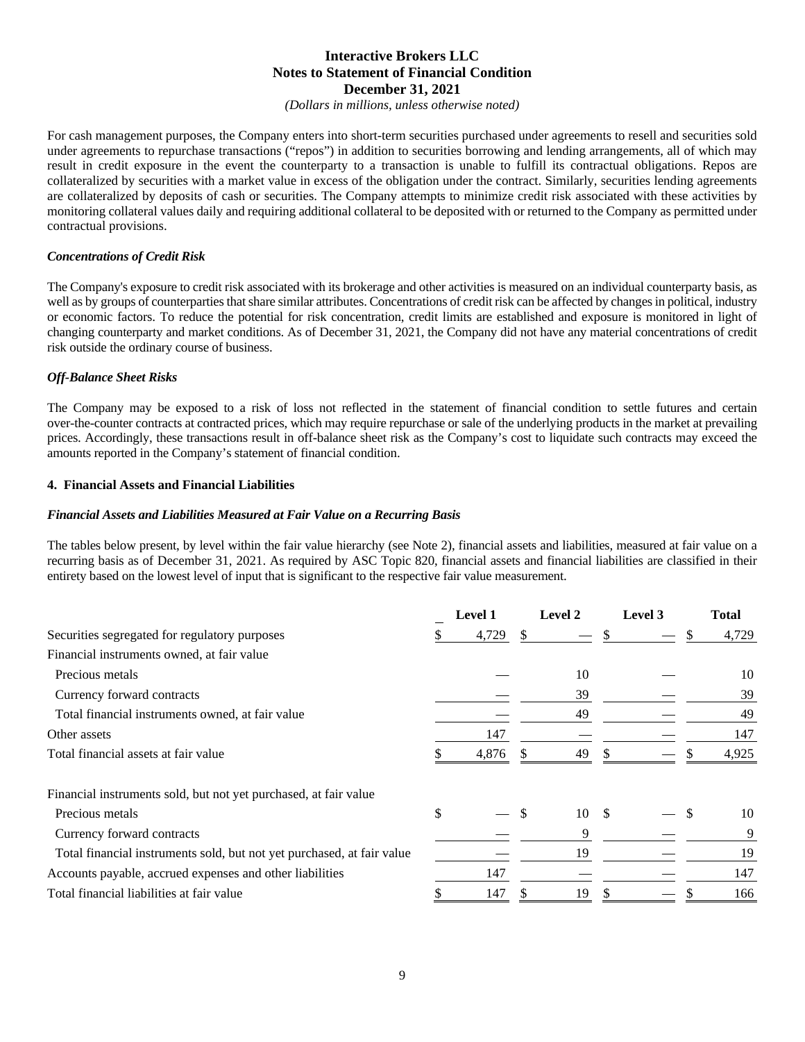For cash management purposes, the Company enters into short-term securities purchased under agreements to resell and securities sold under agreements to repurchase transactions ("repos") in addition to securities borrowing and lending arrangements, all of which may result in credit exposure in the event the counterparty to a transaction is unable to fulfill its contractual obligations. Repos are collateralized by securities with a market value in excess of the obligation under the contract. Similarly, securities lending agreements are collateralized by deposits of cash or securities. The Company attempts to minimize credit risk associated with these activities by monitoring collateral values daily and requiring additional collateral to be deposited with or returned to the Company as permitted under contractual provisions.

***Concentrations of Credit Risk***

The Company's exposure to credit risk associated with its brokerage and other activities is measured on an individual counterparty basis, as well as by groups of counterparties that share similar attributes. Concentrations of credit risk can be affected by changes in political, industry or economic factors. To reduce the potential for risk concentration, credit limits are established and exposure is monitored in light of changing counterparty and market conditions. As of December 31, 2021, the Company did not have any material concentrations of credit risk outside the ordinary course of business.

***Off-Balance Sheet Risks***

The Company may be exposed to a risk of loss not reflected in the statement of financial condition to settle futures and certain over-the-counter contracts at contracted prices, which may require repurchase or sale of the underlying products in the market at prevailing prices. Accordingly, these transactions result in off-balance sheet risk as the Company's cost to liquidate such contracts may exceed the amounts reported in the Company's statement of financial condition.

**4. Financial Assets and Financial Liabilities**

***Financial Assets and Liabilities Measured at Fair Value on a Recurring Basis***

The tables below present, by level within the fair value hierarchy (see Note 2), financial assets and liabilities, measured at fair value on a recurring basis as of December 31, 2021. As required by ASC Topic 820, financial assets and financial liabilities are classified in their entirety based on the lowest level of input that is significant to the respective fair value measurement.

| | Level 1 | Level 2 | Level 3 | Total |
|---|---|---|---|---|
| Securities segregated for regulatory purposes | $ 4,729 | $ — | $ — | $ 4,729 |
| Financial instruments owned, at fair value | | | | |
| Precious metals | — | 10 | — | 10 |
| Currency forward contracts | — | 39 | — | 39 |
| Total financial instruments owned, at fair value | — | 49 | — | 49 |
| Other assets | 147 | — | — | 147 |
| Total financial assets at fair value | $ 4,876 | $ 49 | $ — | $ 4,925 |
| | | | | |
| Financial instruments sold, but not yet purchased, at fair value | | | | |
| Precious metals | $ — | $ 10 | $ — | $ 10 |
| Currency forward contracts | — | 9 | — | 9 |
| Total financial instruments sold, but not yet purchased, at fair value | — | 19 | — | 19 |
| Accounts payable, accrued expenses and other liabilities | 147 | — | — | 147 |
| Total financial liabilities at fair value | $ 147 | $ 19 | $ — | $ 166 |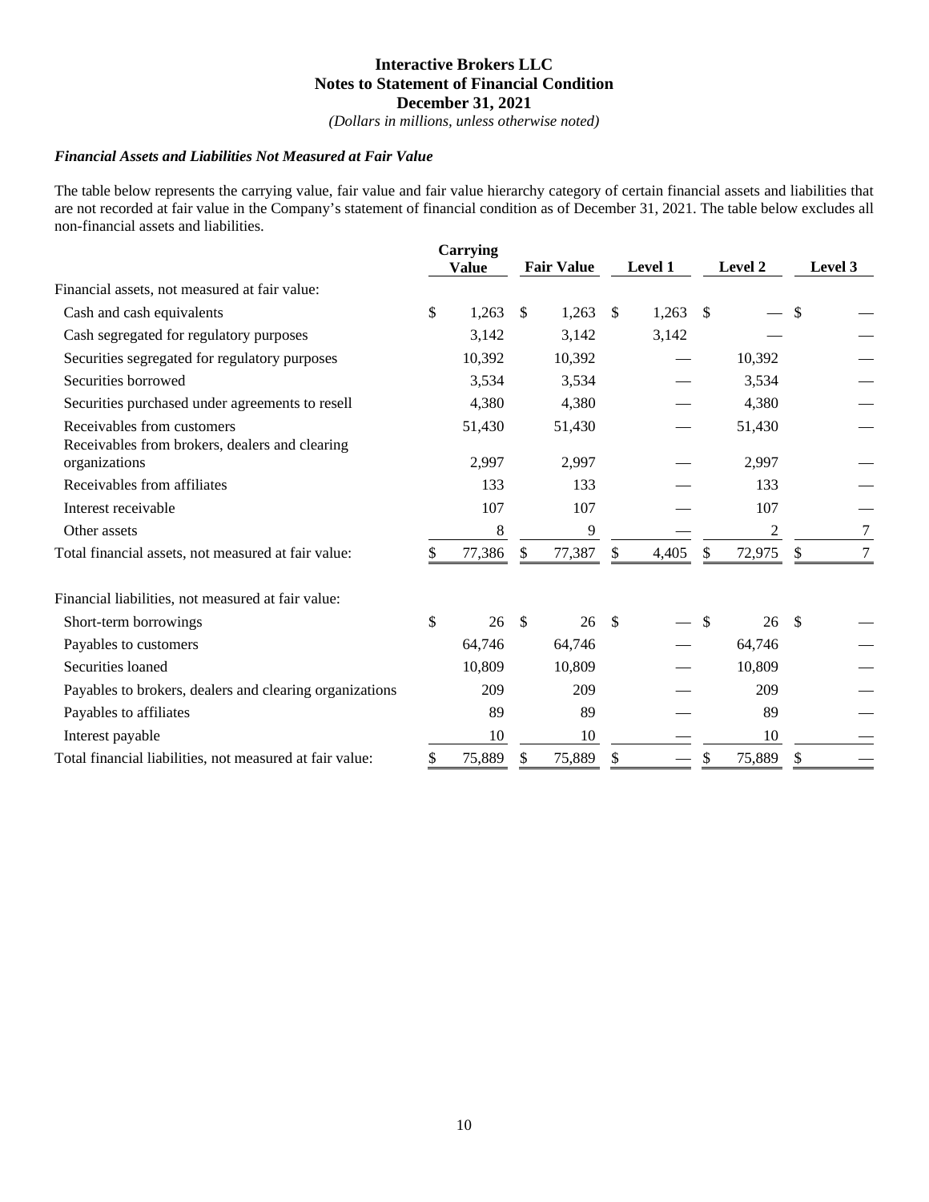**Interactive Brokers LLC**
**Notes to Statement of Financial Condition**
**December 31, 2021**
*(Dollars in millions, unless otherwise noted)*

***Financial Assets and Liabilities Not Measured at Fair Value***

The table below represents the carrying value, fair value and fair value hierarchy category of certain financial assets and liabilities that are not recorded at fair value in the Company's statement of financial condition as of December 31, 2021. The table below excludes all non-financial assets and liabilities.

| | Carrying Value | Fair Value | Level 1 | Level 2 | Level 3 |
|---|---|---|---|---|---|
| Financial assets, not measured at fair value: | | | | | |
| Cash and cash equivalents | $ 1,263 | $ 1,263 | $ 1,263 | $ — | $ — |
| Cash segregated for regulatory purposes | 3,142 | 3,142 | 3,142 | — | — |
| Securities segregated for regulatory purposes | 10,392 | 10,392 | — | 10,392 | — |
| Securities borrowed | 3,534 | 3,534 | — | 3,534 | — |
| Securities purchased under agreements to resell | 4,380 | 4,380 | — | 4,380 | — |
| Receivables from customers | 51,430 | 51,430 | — | 51,430 | — |
| Receivables from brokers, dealers and clearing organizations | 2,997 | 2,997 | — | 2,997 | — |
| Receivables from affiliates | 133 | 133 | — | 133 | — |
| Interest receivable | 107 | 107 | — | 107 | — |
| Other assets | 8 | 9 | — | 2 | 7 |
| Total financial assets, not measured at fair value: | $ 77,386 | $ 77,387 | $ 4,405 | $ 72,975 | $ 7 |
| | | | | | |
| Financial liabilities, not measured at fair value: | | | | | |
| Short-term borrowings | $ 26 | $ 26 | $ — | $ 26 | $ — |
| Payables to customers | 64,746 | 64,746 | — | 64,746 | — |
| Securities loaned | 10,809 | 10,809 | — | 10,809 | — |
| Payables to brokers, dealers and clearing organizations | 209 | 209 | — | 209 | — |
| Payables to affiliates | 89 | 89 | — | 89 | — |
| Interest payable | 10 | 10 | — | 10 | — |
| Total financial liabilities, not measured at fair value: | $ 75,889 | $ 75,889 | $ — | $ 75,889 | $ — |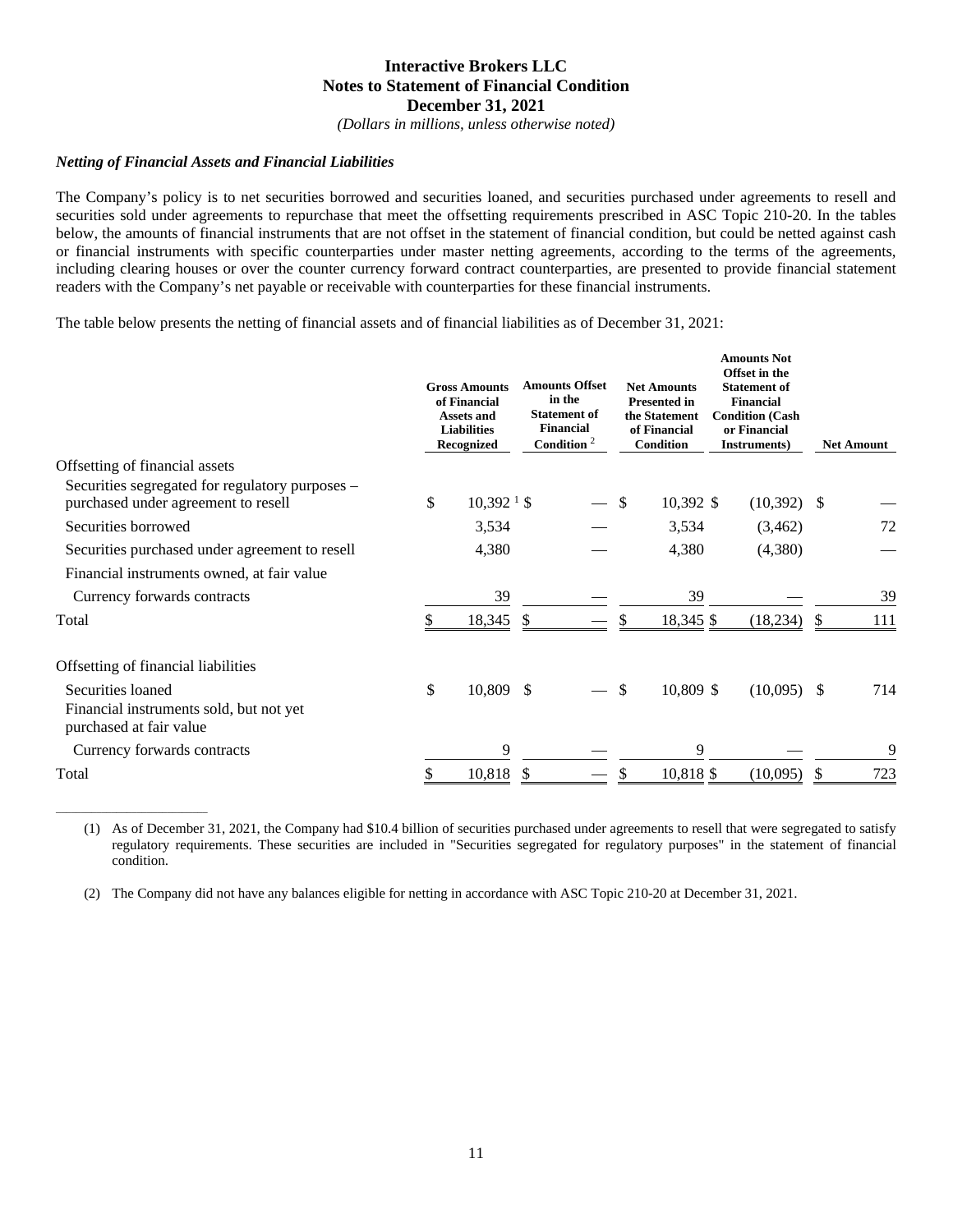*(Dollars in millions, unless otherwise noted)*

### *Netting of Financial Assets and Financial Liabilities*

The Company's policy is to net securities borrowed and securities loaned, and securities purchased under agreements to resell and securities sold under agreements to repurchase that meet the offsetting requirements prescribed in ASC Topic 210-20. In the tables below, the amounts of financial instruments that are not offset in the statement of financial condition, but could be netted against cash or financial instruments with specific counterparties under master netting agreements, according to the terms of the agreements, including clearing houses or over the counter currency forward contract counterparties, are presented to provide financial statement readers with the Company's net payable or receivable with counterparties for these financial instruments.

The table below presents the netting of financial assets and of financial liabilities as of December 31, 2021:

| | Gross Amounts of Financial Assets and Liabilities Recognized | Amounts Offset in the Statement of Financial Condition [2] | Net Amounts Presented in the Statement of Financial Condition | Amounts Not Offset in the Statement of Financial Condition (Cash or Financial Instruments) | Net Amount |
|---|---|---|---|---|---|
| Offsetting of financial assets | | | | | |
| Securities segregated for regulatory purposes – purchased under agreement to resell | $ 10,392 [1] | $ — | $ 10,392 | $ (10,392) | $ — |
| Securities borrowed | 3,534 | — | 3,534 | (3,462) | 72 |
| Securities purchased under agreement to resell | 4,380 | — | 4,380 | (4,380) | — |
| Financial instruments owned, at fair value | | | | | |
| Currency forwards contracts | 39 | — | 39 | — | 39 |
| Total | $ 18,345 | $ — | $ 18,345 | $ (18,234) | $ 111 |
| Offsetting of financial liabilities | | | | | |
| Securities loaned | $ 10,809 | $ — | $ 10,809 | $ (10,095) | $ 714 |
| Financial instruments sold, but not yet purchased at fair value | | | | | |
| Currency forwards contracts | 9 | — | 9 | — | 9 |
| Total | $ 10,818 | $ — | $ 10,818 | $ (10,095) | $ 723 |

(1) As of December 31, 2021, the Company had $10.4 billion of securities purchased under agreements to resell that were segregated to satisfy regulatory requirements. These securities are included in "Securities segregated for regulatory purposes" in the statement of financial condition.

(2) The Company did not have any balances eligible for netting in accordance with ASC Topic 210-20 at December 31, 2021.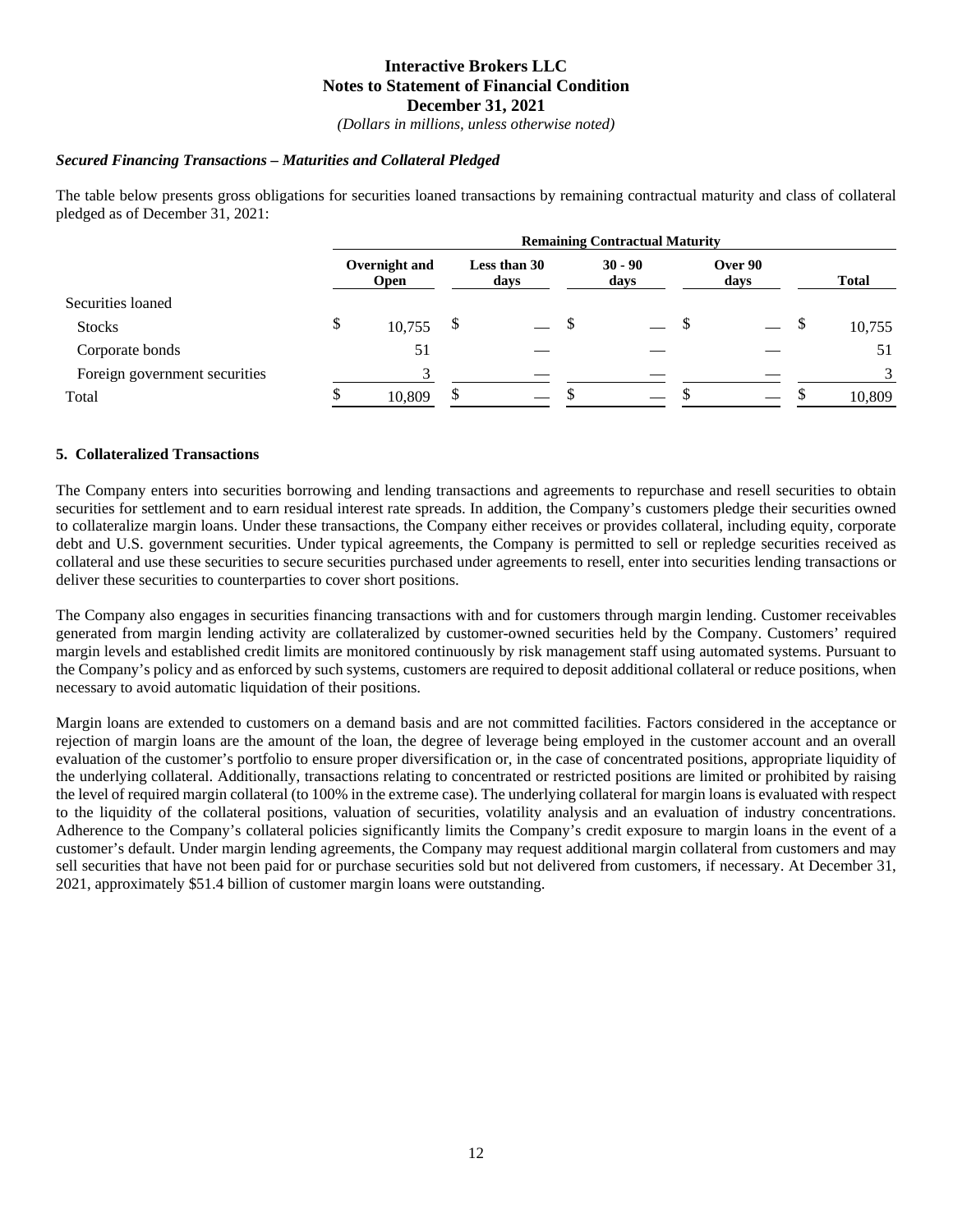### *Secured Financing Transactions – Maturities and Collateral Pledged*

The table below presents gross obligations for securities loaned transactions by remaining contractual maturity and class of collateral pledged as of December 31, 2021:

| | Remaining Contractual Maturity | | | | |
|---|---|---|---|---|---|
| | Overnight and Open | Less than 30 days | 30 - 90 days | Over 90 days | Total |
| Securities loaned | | | | | |
| Stocks | $ 10,755 | $ — | $ — | $ — | $ 10,755 |
| Corporate bonds | 51 | — | — | — | 51 |
| Foreign government securities | 3 | — | — | — | 3 |
| Total | $ 10,809 | $ — | $ — | $ — | $ 10,809 |

## 5. Collateralized Transactions

The Company enters into securities borrowing and lending transactions and agreements to repurchase and resell securities to obtain securities for settlement and to earn residual interest rate spreads. In addition, the Company's customers pledge their securities owned to collateralize margin loans. Under these transactions, the Company either receives or provides collateral, including equity, corporate debt and U.S. government securities. Under typical agreements, the Company is permitted to sell or repledge securities received as collateral and use these securities to secure securities purchased under agreements to resell, enter into securities lending transactions or deliver these securities to counterparties to cover short positions.

The Company also engages in securities financing transactions with and for customers through margin lending. Customer receivables generated from margin lending activity are collateralized by customer-owned securities held by the Company. Customers' required margin levels and established credit limits are monitored continuously by risk management staff using automated systems. Pursuant to the Company's policy and as enforced by such systems, customers are required to deposit additional collateral or reduce positions, when necessary to avoid automatic liquidation of their positions.

Margin loans are extended to customers on a demand basis and are not committed facilities. Factors considered in the acceptance or rejection of margin loans are the amount of the loan, the degree of leverage being employed in the customer account and an overall evaluation of the customer's portfolio to ensure proper diversification or, in the case of concentrated positions, appropriate liquidity of the underlying collateral. Additionally, transactions relating to concentrated or restricted positions are limited or prohibited by raising the level of required margin collateral (to 100% in the extreme case). The underlying collateral for margin loans is evaluated with respect to the liquidity of the collateral positions, valuation of securities, volatility analysis and an evaluation of industry concentrations. Adherence to the Company's collateral policies significantly limits the Company's credit exposure to margin loans in the event of a customer's default. Under margin lending agreements, the Company may request additional margin collateral from customers and may sell securities that have not been paid for or purchase securities sold but not delivered from customers, if necessary. At December 31, 2021, approximately $51.4 billion of customer margin loans were outstanding.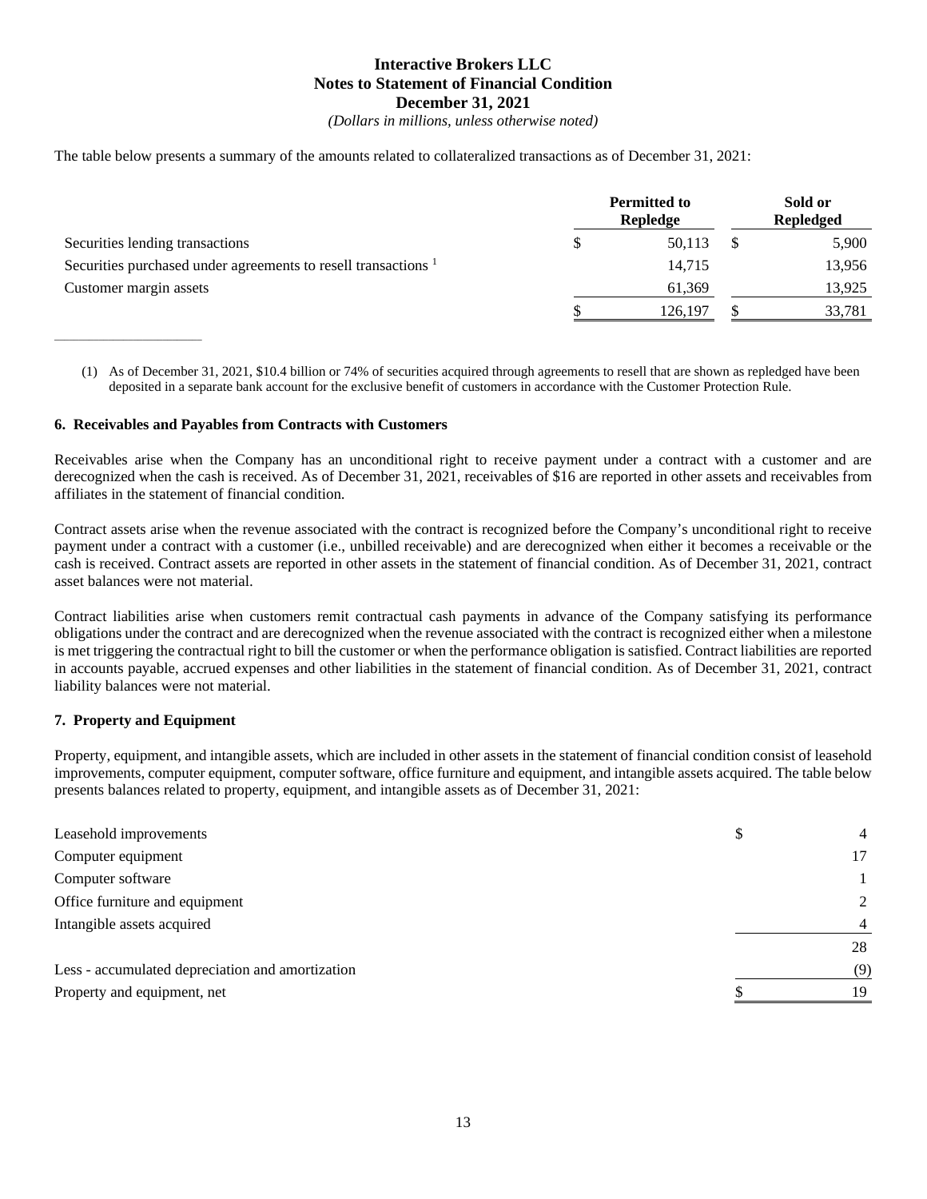The table below presents a summary of the amounts related to collateralized transactions as of December 31, 2021:

| | Permitted to Repledge | Sold or Repledged |
|---|---|---|
| Securities lending transactions | $ 50,113 | $ 5,900 |
| Securities purchased under agreements to resell transactions [1] | 14,715 | 13,956 |
| Customer margin assets | 61,369 | 13,925 |
| | $ 126,197 | $ 33,781 |

(1) As of December 31, 2021, $10.4 billion or 74% of securities acquired through agreements to resell that are shown as repledged have been deposited in a separate bank account for the exclusive benefit of customers in accordance with the Customer Protection Rule.

### 6. Receivables and Payables from Contracts with Customers

Receivables arise when the Company has an unconditional right to receive payment under a contract with a customer and are derecognized when the cash is received. As of December 31, 2021, receivables of $16 are reported in other assets and receivables from affiliates in the statement of financial condition.

Contract assets arise when the revenue associated with the contract is recognized before the Company's unconditional right to receive payment under a contract with a customer (i.e., unbilled receivable) and are derecognized when either it becomes a receivable or the cash is received. Contract assets are reported in other assets in the statement of financial condition. As of December 31, 2021, contract asset balances were not material.

Contract liabilities arise when customers remit contractual cash payments in advance of the Company satisfying its performance obligations under the contract and are derecognized when the revenue associated with the contract is recognized either when a milestone is met triggering the contractual right to bill the customer or when the performance obligation is satisfied. Contract liabilities are reported in accounts payable, accrued expenses and other liabilities in the statement of financial condition. As of December 31, 2021, contract liability balances were not material.

### 7. Property and Equipment

Property, equipment, and intangible assets, which are included in other assets in the statement of financial condition consist of leasehold improvements, computer equipment, computer software, office furniture and equipment, and intangible assets acquired. The table below presents balances related to property, equipment, and intangible assets as of December 31, 2021:

| | |
|---|---|
| Leasehold improvements | $ 4 |
| Computer equipment | 17 |
| Computer software | 1 |
| Office furniture and equipment | 2 |
| Intangible assets acquired | 4 |
| | 28 |
| Less - accumulated depreciation and amortization | (9) |
| Property and equipment, net | $ 19 |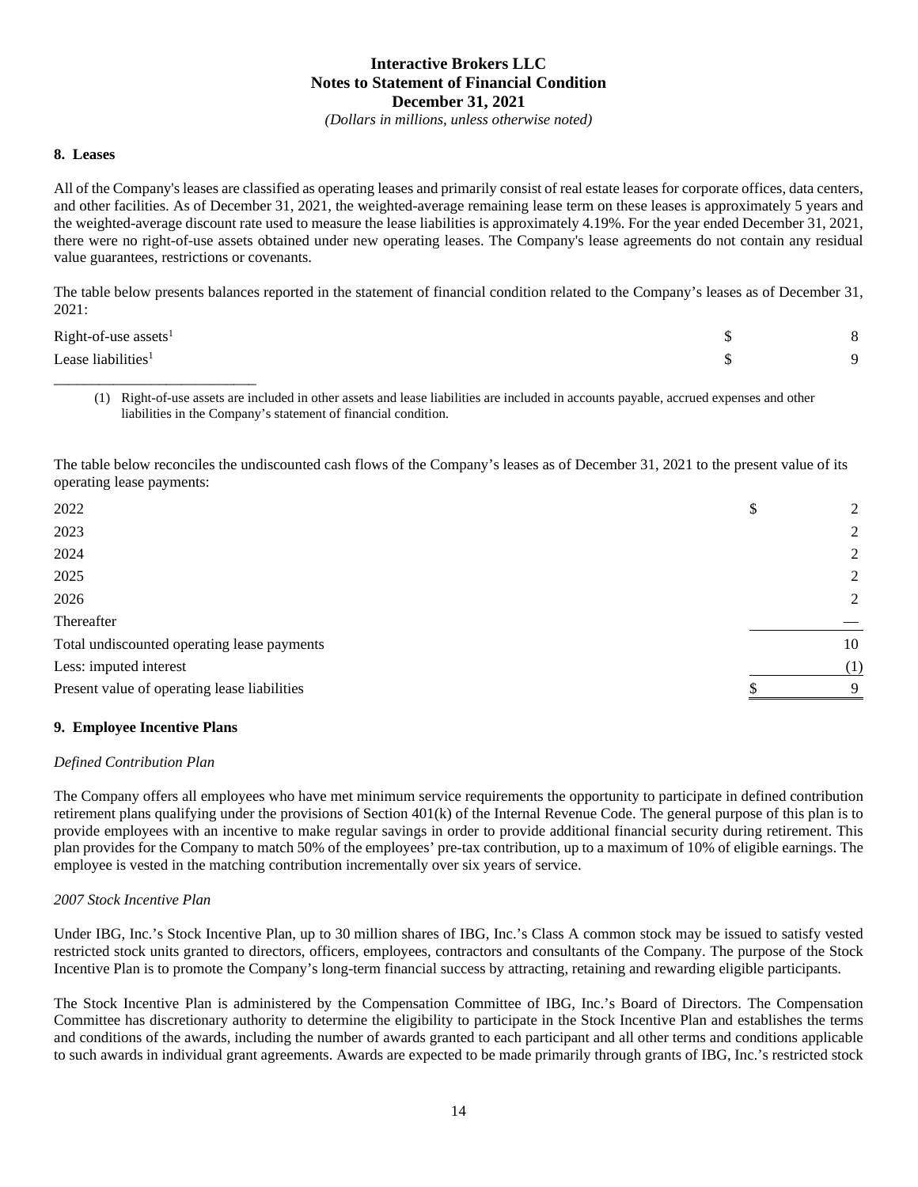## 8. Leases

All of the Company's leases are classified as operating leases and primarily consist of real estate leases for corporate offices, data centers, and other facilities. As of December 31, 2021, the weighted-average remaining lease term on these leases is approximately 5 years and the weighted-average discount rate used to measure the lease liabilities is approximately 4.19%. For the year ended December 31, 2021, there were no right-of-use assets obtained under new operating leases. The Company's lease agreements do not contain any residual value guarantees, restrictions or covenants.

The table below presents balances reported in the statement of financial condition related to the Company's leases as of December 31, 2021:

| | | |
|---|---|---|
| Right-of-use assets[1] | $ | 8 |
| Lease liabilities[1] | $ | 9 |

(1) Right-of-use assets are included in other assets and lease liabilities are included in accounts payable, accrued expenses and other liabilities in the Company's statement of financial condition.

The table below reconciles the undiscounted cash flows of the Company's leases as of December 31, 2021 to the present value of its operating lease payments:

| | | |
|---|---|---|
| 2022 | $ | 2 |
| 2023 | | 2 |
| 2024 | | 2 |
| 2025 | | 2 |
| 2026 | | 2 |
| Thereafter | | — |
| Total undiscounted operating lease payments | | 10 |
| Less: imputed interest | | (1) |
| Present value of operating lease liabilities | $ | 9 |

## 9. Employee Incentive Plans

*Defined Contribution Plan*

The Company offers all employees who have met minimum service requirements the opportunity to participate in defined contribution retirement plans qualifying under the provisions of Section 401(k) of the Internal Revenue Code. The general purpose of this plan is to provide employees with an incentive to make regular savings in order to provide additional financial security during retirement. This plan provides for the Company to match 50% of the employees' pre-tax contribution, up to a maximum of 10% of eligible earnings. The employee is vested in the matching contribution incrementally over six years of service.

*2007 Stock Incentive Plan*

Under IBG, Inc.'s Stock Incentive Plan, up to 30 million shares of IBG, Inc.'s Class A common stock may be issued to satisfy vested restricted stock units granted to directors, officers, employees, contractors and consultants of the Company. The purpose of the Stock Incentive Plan is to promote the Company's long-term financial success by attracting, retaining and rewarding eligible participants.

The Stock Incentive Plan is administered by the Compensation Committee of IBG, Inc.'s Board of Directors. The Compensation Committee has discretionary authority to determine the eligibility to participate in the Stock Incentive Plan and establishes the terms and conditions of the awards, including the number of awards granted to each participant and all other terms and conditions applicable to such awards in individual grant agreements. Awards are expected to be made primarily through grants of IBG, Inc.'s restricted stock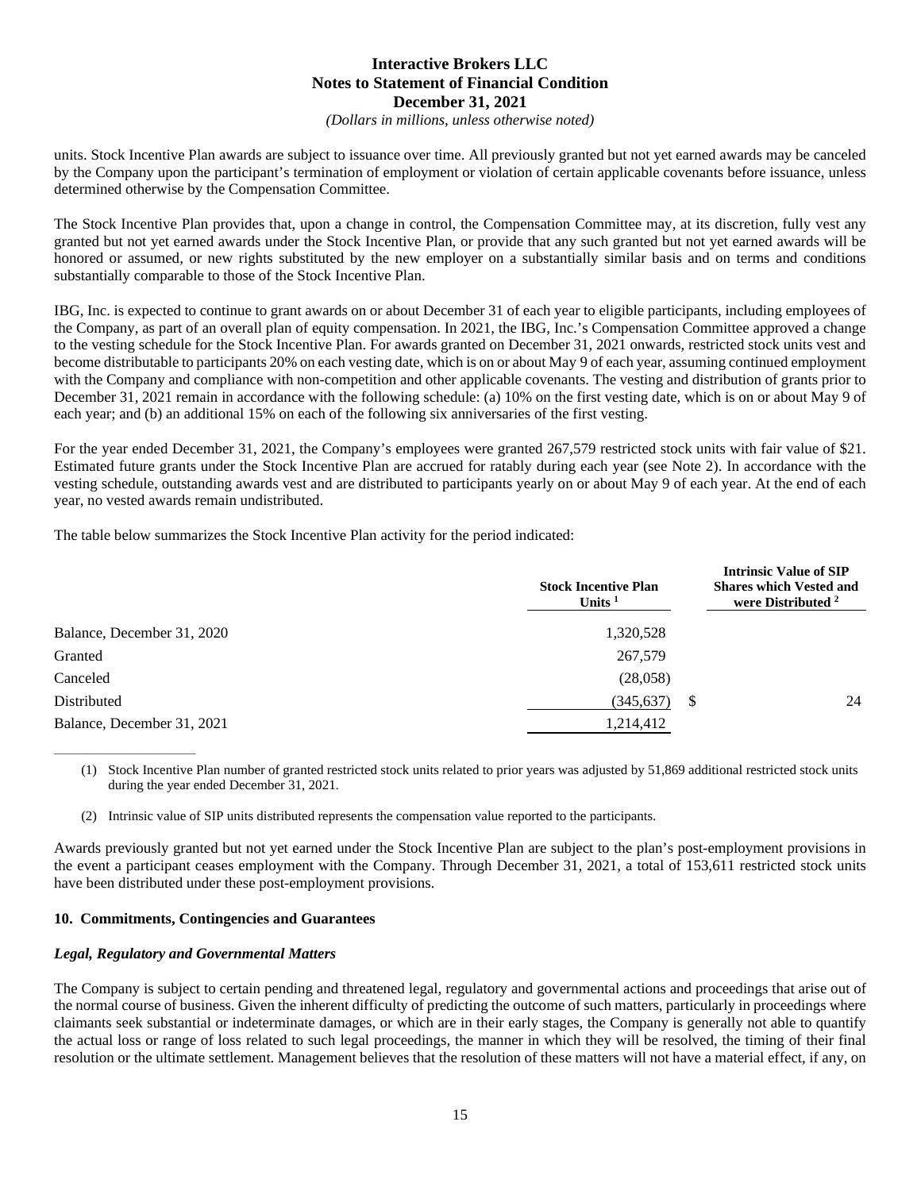units. Stock Incentive Plan awards are subject to issuance over time. All previously granted but not yet earned awards may be canceled by the Company upon the participant's termination of employment or violation of certain applicable covenants before issuance, unless determined otherwise by the Compensation Committee.

The Stock Incentive Plan provides that, upon a change in control, the Compensation Committee may, at its discretion, fully vest any granted but not yet earned awards under the Stock Incentive Plan, or provide that any such granted but not yet earned awards will be honored or assumed, or new rights substituted by the new employer on a substantially similar basis and on terms and conditions substantially comparable to those of the Stock Incentive Plan.

IBG, Inc. is expected to continue to grant awards on or about December 31 of each year to eligible participants, including employees of the Company, as part of an overall plan of equity compensation. In 2021, the IBG, Inc.'s Compensation Committee approved a change to the vesting schedule for the Stock Incentive Plan. For awards granted on December 31, 2021 onwards, restricted stock units vest and become distributable to participants 20% on each vesting date, which is on or about May 9 of each year, assuming continued employment with the Company and compliance with non-competition and other applicable covenants. The vesting and distribution of grants prior to December 31, 2021 remain in accordance with the following schedule: (a) 10% on the first vesting date, which is on or about May 9 of each year; and (b) an additional 15% on each of the following six anniversaries of the first vesting.

For the year ended December 31, 2021, the Company's employees were granted 267,579 restricted stock units with fair value of $21. Estimated future grants under the Stock Incentive Plan are accrued for ratably during each year (see Note 2). In accordance with the vesting schedule, outstanding awards vest and are distributed to participants yearly on or about May 9 of each year. At the end of each year, no vested awards remain undistributed.

The table below summarizes the Stock Incentive Plan activity for the period indicated:

| | Stock Incentive Plan Units [1] | Intrinsic Value of SIP Shares which Vested and were Distributed [2] |
|---|---|---|
| Balance, December 31, 2020 | 1,320,528 | |
| Granted | 267,579 | |
| Canceled | (28,058) | |
| Distributed | (345,637) | $ 24 |
| Balance, December 31, 2021 | 1,214,412 | |

(1) Stock Incentive Plan number of granted restricted stock units related to prior years was adjusted by 51,869 additional restricted stock units during the year ended December 31, 2021.

(2) Intrinsic value of SIP units distributed represents the compensation value reported to the participants.

Awards previously granted but not yet earned under the Stock Incentive Plan are subject to the plan's post-employment provisions in the event a participant ceases employment with the Company. Through December 31, 2021, a total of 153,611 restricted stock units have been distributed under these post-employment provisions.

## 10. Commitments, Contingencies and Guarantees

### *Legal, Regulatory and Governmental Matters*

The Company is subject to certain pending and threatened legal, regulatory and governmental actions and proceedings that arise out of the normal course of business. Given the inherent difficulty of predicting the outcome of such matters, particularly in proceedings where claimants seek substantial or indeterminate damages, or which are in their early stages, the Company is generally not able to quantify the actual loss or range of loss related to such legal proceedings, the manner in which they will be resolved, the timing of their final resolution or the ultimate settlement. Management believes that the resolution of these matters will not have a material effect, if any, on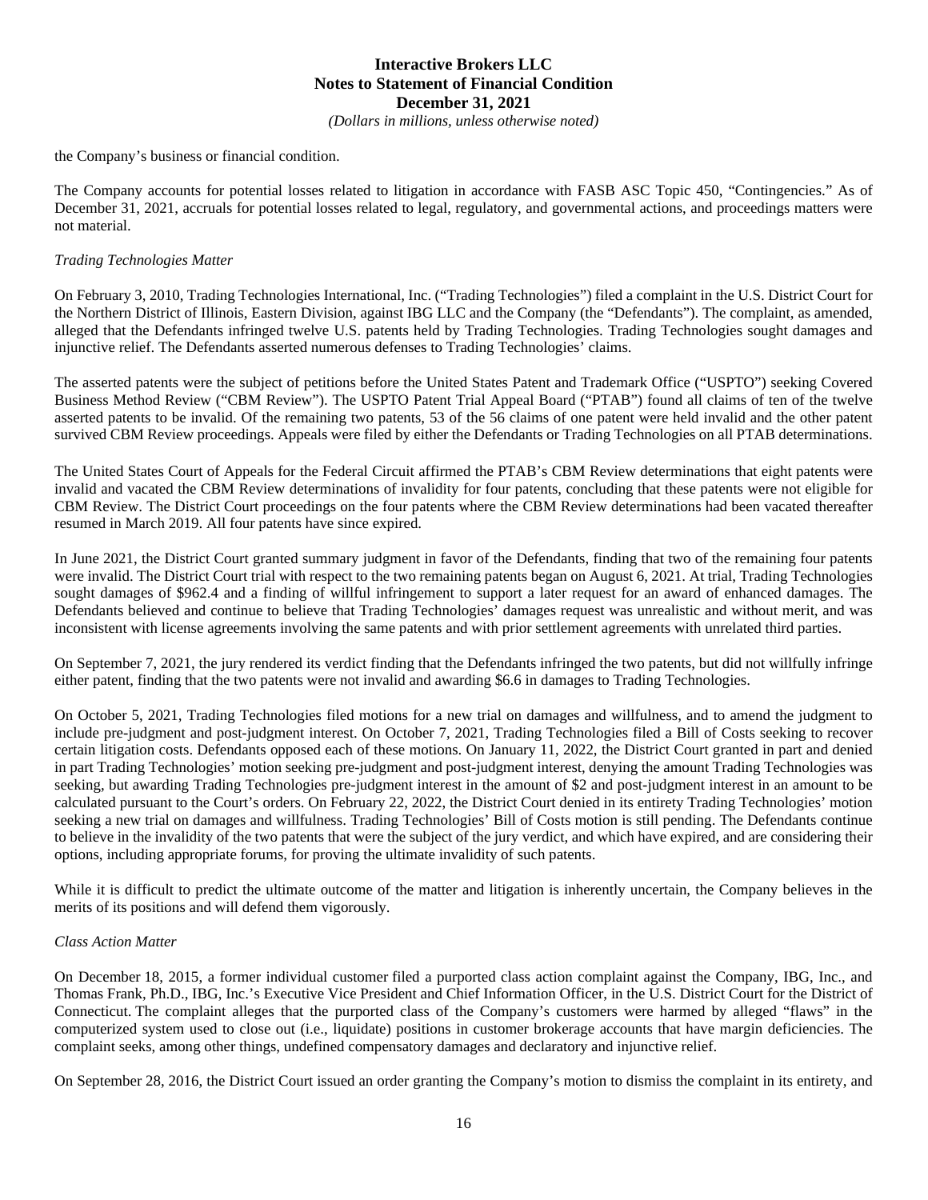the Company's business or financial condition.

The Company accounts for potential losses related to litigation in accordance with FASB ASC Topic 450, "Contingencies." As of December 31, 2021, accruals for potential losses related to legal, regulatory, and governmental actions, and proceedings matters were not material.

*Trading Technologies Matter*

On February 3, 2010, Trading Technologies International, Inc. ("Trading Technologies") filed a complaint in the U.S. District Court for the Northern District of Illinois, Eastern Division, against IBG LLC and the Company (the "Defendants"). The complaint, as amended, alleged that the Defendants infringed twelve U.S. patents held by Trading Technologies. Trading Technologies sought damages and injunctive relief. The Defendants asserted numerous defenses to Trading Technologies' claims.

The asserted patents were the subject of petitions before the United States Patent and Trademark Office ("USPTO") seeking Covered Business Method Review ("CBM Review"). The USPTO Patent Trial Appeal Board ("PTAB") found all claims of ten of the twelve asserted patents to be invalid. Of the remaining two patents, 53 of the 56 claims of one patent were held invalid and the other patent survived CBM Review proceedings. Appeals were filed by either the Defendants or Trading Technologies on all PTAB determinations.

The United States Court of Appeals for the Federal Circuit affirmed the PTAB's CBM Review determinations that eight patents were invalid and vacated the CBM Review determinations of invalidity for four patents, concluding that these patents were not eligible for CBM Review. The District Court proceedings on the four patents where the CBM Review determinations had been vacated thereafter resumed in March 2019. All four patents have since expired.

In June 2021, the District Court granted summary judgment in favor of the Defendants, finding that two of the remaining four patents were invalid. The District Court trial with respect to the two remaining patents began on August 6, 2021. At trial, Trading Technologies sought damages of $962.4 and a finding of willful infringement to support a later request for an award of enhanced damages. The Defendants believed and continue to believe that Trading Technologies' damages request was unrealistic and without merit, and was inconsistent with license agreements involving the same patents and with prior settlement agreements with unrelated third parties.

On September 7, 2021, the jury rendered its verdict finding that the Defendants infringed the two patents, but did not willfully infringe either patent, finding that the two patents were not invalid and awarding $6.6 in damages to Trading Technologies.

On October 5, 2021, Trading Technologies filed motions for a new trial on damages and willfulness, and to amend the judgment to include pre-judgment and post-judgment interest. On October 7, 2021, Trading Technologies filed a Bill of Costs seeking to recover certain litigation costs. Defendants opposed each of these motions. On January 11, 2022, the District Court granted in part and denied in part Trading Technologies' motion seeking pre-judgment and post-judgment interest, denying the amount Trading Technologies was seeking, but awarding Trading Technologies pre-judgment interest in the amount of $2 and post-judgment interest in an amount to be calculated pursuant to the Court's orders. On February 22, 2022, the District Court denied in its entirety Trading Technologies' motion seeking a new trial on damages and willfulness. Trading Technologies' Bill of Costs motion is still pending. The Defendants continue to believe in the invalidity of the two patents that were the subject of the jury verdict, and which have expired, and are considering their options, including appropriate forums, for proving the ultimate invalidity of such patents.

While it is difficult to predict the ultimate outcome of the matter and litigation is inherently uncertain, the Company believes in the merits of its positions and will defend them vigorously.

*Class Action Matter*

On December 18, 2015, a former individual customer filed a purported class action complaint against the Company, IBG, Inc., and Thomas Frank, Ph.D., IBG, Inc.'s Executive Vice President and Chief Information Officer, in the U.S. District Court for the District of Connecticut. The complaint alleges that the purported class of the Company's customers were harmed by alleged "flaws" in the computerized system used to close out (i.e., liquidate) positions in customer brokerage accounts that have margin deficiencies. The complaint seeks, among other things, undefined compensatory damages and declaratory and injunctive relief.

On September 28, 2016, the District Court issued an order granting the Company's motion to dismiss the complaint in its entirety, and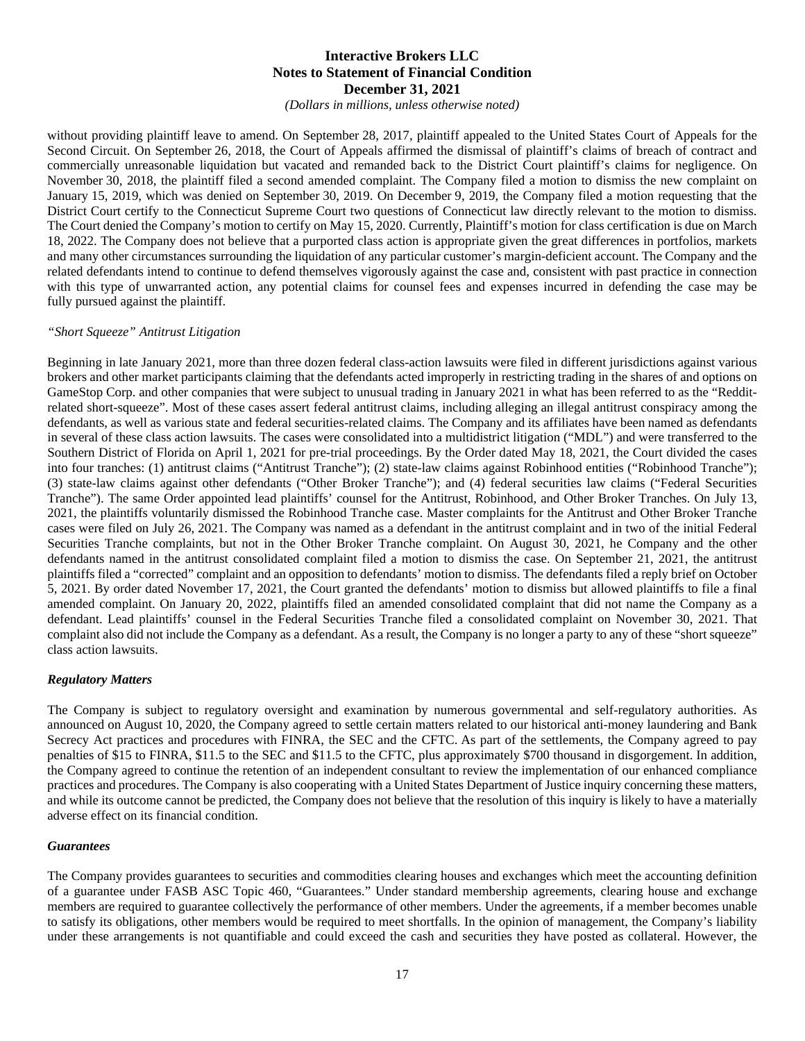without providing plaintiff leave to amend. On September 28, 2017, plaintiff appealed to the United States Court of Appeals for the Second Circuit. On September 26, 2018, the Court of Appeals affirmed the dismissal of plaintiff's claims of breach of contract and commercially unreasonable liquidation but vacated and remanded back to the District Court plaintiff's claims for negligence. On November 30, 2018, the plaintiff filed a second amended complaint. The Company filed a motion to dismiss the new complaint on January 15, 2019, which was denied on September 30, 2019. On December 9, 2019, the Company filed a motion requesting that the District Court certify to the Connecticut Supreme Court two questions of Connecticut law directly relevant to the motion to dismiss. The Court denied the Company's motion to certify on May 15, 2020. Currently, Plaintiff's motion for class certification is due on March 18, 2022. The Company does not believe that a purported class action is appropriate given the great differences in portfolios, markets and many other circumstances surrounding the liquidation of any particular customer's margin-deficient account. The Company and the related defendants intend to continue to defend themselves vigorously against the case and, consistent with past practice in connection with this type of unwarranted action, any potential claims for counsel fees and expenses incurred in defending the case may be fully pursued against the plaintiff.

*"Short Squeeze" Antitrust Litigation*

Beginning in late January 2021, more than three dozen federal class-action lawsuits were filed in different jurisdictions against various brokers and other market participants claiming that the defendants acted improperly in restricting trading in the shares of and options on GameStop Corp. and other companies that were subject to unusual trading in January 2021 in what has been referred to as the "Reddit-related short-squeeze". Most of these cases assert federal antitrust claims, including alleging an illegal antitrust conspiracy among the defendants, as well as various state and federal securities-related claims. The Company and its affiliates have been named as defendants in several of these class action lawsuits. The cases were consolidated into a multidistrict litigation ("MDL") and were transferred to the Southern District of Florida on April 1, 2021 for pre-trial proceedings. By the Order dated May 18, 2021, the Court divided the cases into four tranches: (1) antitrust claims ("Antitrust Tranche"); (2) state-law claims against Robinhood entities ("Robinhood Tranche"); (3) state-law claims against other defendants ("Other Broker Tranche"); and (4) federal securities law claims ("Federal Securities Tranche"). The same Order appointed lead plaintiffs' counsel for the Antitrust, Robinhood, and Other Broker Tranches. On July 13, 2021, the plaintiffs voluntarily dismissed the Robinhood Tranche case. Master complaints for the Antitrust and Other Broker Tranche cases were filed on July 26, 2021. The Company was named as a defendant in the antitrust complaint and in two of the initial Federal Securities Tranche complaints, but not in the Other Broker Tranche complaint. On August 30, 2021, he Company and the other defendants named in the antitrust consolidated complaint filed a motion to dismiss the case. On September 21, 2021, the antitrust plaintiffs filed a "corrected" complaint and an opposition to defendants' motion to dismiss. The defendants filed a reply brief on October 5, 2021. By order dated November 17, 2021, the Court granted the defendants' motion to dismiss but allowed plaintiffs to file a final amended complaint. On January 20, 2022, plaintiffs filed an amended consolidated complaint that did not name the Company as a defendant. Lead plaintiffs' counsel in the Federal Securities Tranche filed a consolidated complaint on November 30, 2021. That complaint also did not include the Company as a defendant. As a result, the Company is no longer a party to any of these "short squeeze" class action lawsuits.

***Regulatory Matters***

The Company is subject to regulatory oversight and examination by numerous governmental and self-regulatory authorities. As announced on August 10, 2020, the Company agreed to settle certain matters related to our historical anti-money laundering and Bank Secrecy Act practices and procedures with FINRA, the SEC and the CFTC. As part of the settlements, the Company agreed to pay penalties of $15 to FINRA, $11.5 to the SEC and $11.5 to the CFTC, plus approximately $700 thousand in disgorgement. In addition, the Company agreed to continue the retention of an independent consultant to review the implementation of our enhanced compliance practices and procedures. The Company is also cooperating with a United States Department of Justice inquiry concerning these matters, and while its outcome cannot be predicted, the Company does not believe that the resolution of this inquiry is likely to have a materially adverse effect on its financial condition.

***Guarantees***

The Company provides guarantees to securities and commodities clearing houses and exchanges which meet the accounting definition of a guarantee under FASB ASC Topic 460, "Guarantees." Under standard membership agreements, clearing house and exchange members are required to guarantee collectively the performance of other members. Under the agreements, if a member becomes unable to satisfy its obligations, other members would be required to meet shortfalls. In the opinion of management, the Company's liability under these arrangements is not quantifiable and could exceed the cash and securities they have posted as collateral. However, the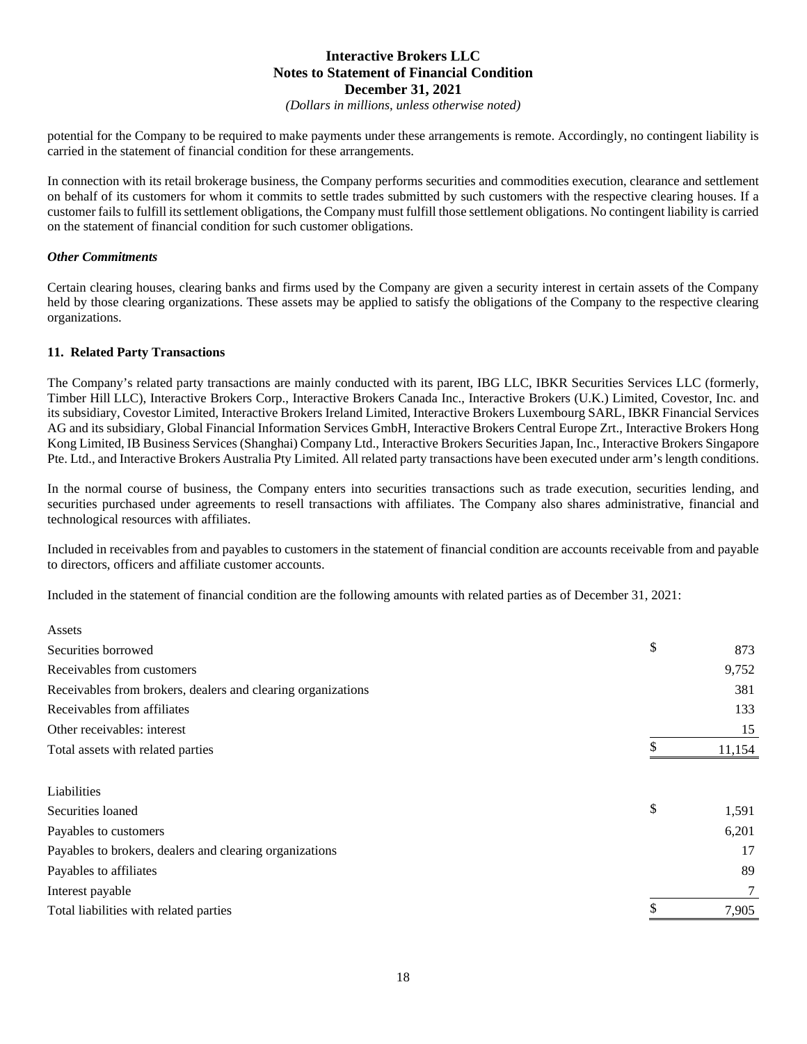potential for the Company to be required to make payments under these arrangements is remote. Accordingly, no contingent liability is carried in the statement of financial condition for these arrangements.

In connection with its retail brokerage business, the Company performs securities and commodities execution, clearance and settlement on behalf of its customers for whom it commits to settle trades submitted by such customers with the respective clearing houses. If a customer fails to fulfill its settlement obligations, the Company must fulfill those settlement obligations. No contingent liability is carried on the statement of financial condition for such customer obligations.

***Other Commitments***

Certain clearing houses, clearing banks and firms used by the Company are given a security interest in certain assets of the Company held by those clearing organizations. These assets may be applied to satisfy the obligations of the Company to the respective clearing organizations.

## 11. Related Party Transactions

The Company's related party transactions are mainly conducted with its parent, IBG LLC, IBKR Securities Services LLC (formerly, Timber Hill LLC), Interactive Brokers Corp., Interactive Brokers Canada Inc., Interactive Brokers (U.K.) Limited, Covestor, Inc. and its subsidiary, Covestor Limited, Interactive Brokers Ireland Limited, Interactive Brokers Luxembourg SARL, IBKR Financial Services AG and its subsidiary, Global Financial Information Services GmbH, Interactive Brokers Central Europe Zrt., Interactive Brokers Hong Kong Limited, IB Business Services (Shanghai) Company Ltd., Interactive Brokers Securities Japan, Inc., Interactive Brokers Singapore Pte. Ltd., and Interactive Brokers Australia Pty Limited. All related party transactions have been executed under arm's length conditions.

In the normal course of business, the Company enters into securities transactions such as trade execution, securities lending, and securities purchased under agreements to resell transactions with affiliates. The Company also shares administrative, financial and technological resources with affiliates.

Included in receivables from and payables to customers in the statement of financial condition are accounts receivable from and payable to directors, officers and affiliate customer accounts.

Included in the statement of financial condition are the following amounts with related parties as of December 31, 2021:

| | |
|---|---|
| Assets | |
| Securities borrowed | $ 873 |
| Receivables from customers | 9,752 |
| Receivables from brokers, dealers and clearing organizations | 381 |
| Receivables from affiliates | 133 |
| Other receivables: interest | 15 |
| Total assets with related parties | $ 11,154 |
| | |
| Liabilities | |
| Securities loaned | $ 1,591 |
| Payables to customers | 6,201 |
| Payables to brokers, dealers and clearing organizations | 17 |
| Payables to affiliates | 89 |
| Interest payable | 7 |
| Total liabilities with related parties | $ 7,905 |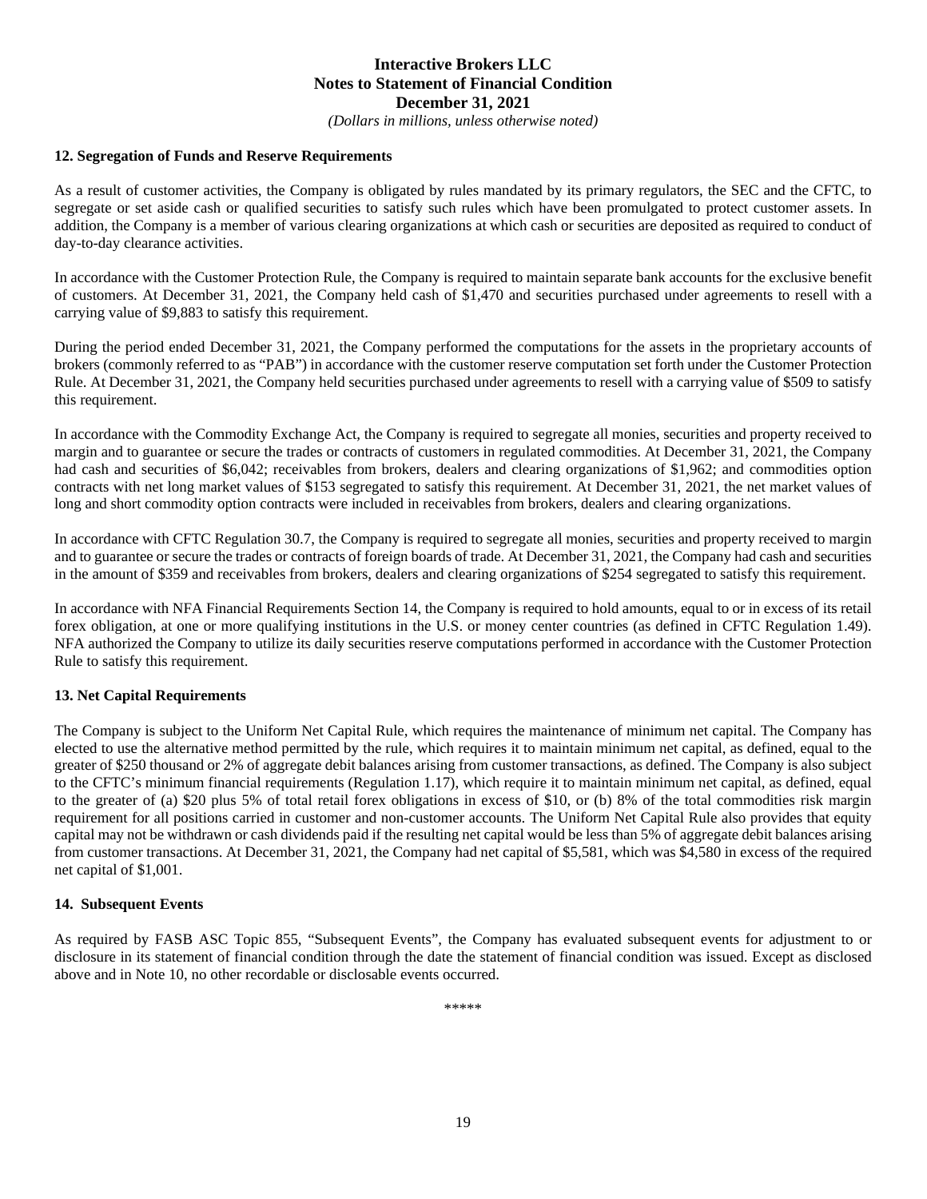## 12. Segregation of Funds and Reserve Requirements

As a result of customer activities, the Company is obligated by rules mandated by its primary regulators, the SEC and the CFTC, to segregate or set aside cash or qualified securities to satisfy such rules which have been promulgated to protect customer assets. In addition, the Company is a member of various clearing organizations at which cash or securities are deposited as required to conduct of day-to-day clearance activities.

In accordance with the Customer Protection Rule, the Company is required to maintain separate bank accounts for the exclusive benefit of customers. At December 31, 2021, the Company held cash of $1,470 and securities purchased under agreements to resell with a carrying value of $9,883 to satisfy this requirement.

During the period ended December 31, 2021, the Company performed the computations for the assets in the proprietary accounts of brokers (commonly referred to as "PAB") in accordance with the customer reserve computation set forth under the Customer Protection Rule. At December 31, 2021, the Company held securities purchased under agreements to resell with a carrying value of $509 to satisfy this requirement.

In accordance with the Commodity Exchange Act, the Company is required to segregate all monies, securities and property received to margin and to guarantee or secure the trades or contracts of customers in regulated commodities. At December 31, 2021, the Company had cash and securities of $6,042; receivables from brokers, dealers and clearing organizations of $1,962; and commodities option contracts with net long market values of $153 segregated to satisfy this requirement. At December 31, 2021, the net market values of long and short commodity option contracts were included in receivables from brokers, dealers and clearing organizations.

In accordance with CFTC Regulation 30.7, the Company is required to segregate all monies, securities and property received to margin and to guarantee or secure the trades or contracts of foreign boards of trade. At December 31, 2021, the Company had cash and securities in the amount of $359 and receivables from brokers, dealers and clearing organizations of $254 segregated to satisfy this requirement.

In accordance with NFA Financial Requirements Section 14, the Company is required to hold amounts, equal to or in excess of its retail forex obligation, at one or more qualifying institutions in the U.S. or money center countries (as defined in CFTC Regulation 1.49). NFA authorized the Company to utilize its daily securities reserve computations performed in accordance with the Customer Protection Rule to satisfy this requirement.

## 13. Net Capital Requirements

The Company is subject to the Uniform Net Capital Rule, which requires the maintenance of minimum net capital. The Company has elected to use the alternative method permitted by the rule, which requires it to maintain minimum net capital, as defined, equal to the greater of $250 thousand or 2% of aggregate debit balances arising from customer transactions, as defined. The Company is also subject to the CFTC's minimum financial requirements (Regulation 1.17), which require it to maintain minimum net capital, as defined, equal to the greater of (a) $20 plus 5% of total retail forex obligations in excess of $10, or (b) 8% of the total commodities risk margin requirement for all positions carried in customer and non-customer accounts. The Uniform Net Capital Rule also provides that equity capital may not be withdrawn or cash dividends paid if the resulting net capital would be less than 5% of aggregate debit balances arising from customer transactions. At December 31, 2021, the Company had net capital of $5,581, which was $4,580 in excess of the required net capital of $1,001.

## 14. Subsequent Events

As required by FASB ASC Topic 855, "Subsequent Events", the Company has evaluated subsequent events for adjustment to or disclosure in its statement of financial condition through the date the statement of financial condition was issued. Except as disclosed above and in Note 10, no other recordable or disclosable events occurred.

\*\*\*\*\*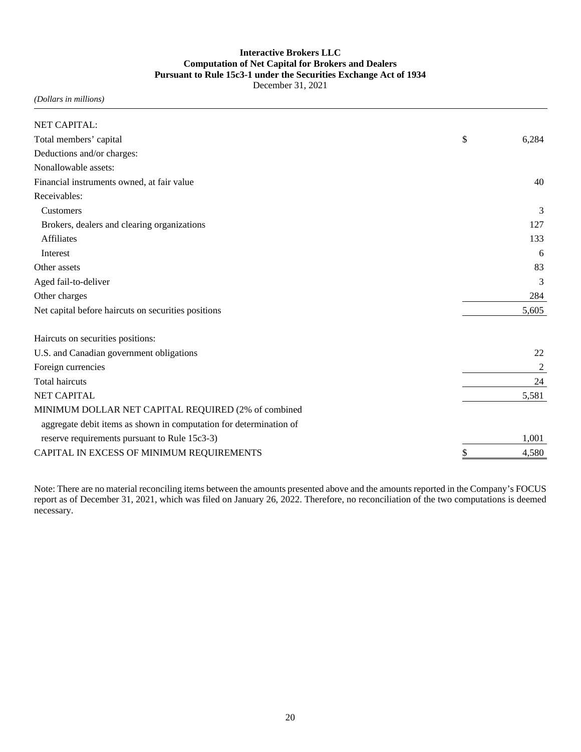**Interactive Brokers LLC**
**Computation of Net Capital for Brokers and Dealers**
**Pursuant to Rule 15c3-1 under the Securities Exchange Act of 1934**
December 31, 2021

*(Dollars in millions)*

| | | |
|---|---|---|
| NET CAPITAL: | | |
| Total members' capital | $ | 6,284 |
| Deductions and/or charges: | | |
| Nonallowable assets: | | |
| Financial instruments owned, at fair value | | 40 |
| Receivables: | | |
| Customers | | 3 |
| Brokers, dealers and clearing organizations | | 127 |
| Affiliates | | 133 |
| Interest | | 6 |
| Other assets | | 83 |
| Aged fail-to-deliver | | 3 |
| Other charges | | 284 |
| Net capital before haircuts on securities positions | | 5,605 |
| Haircuts on securities positions: | | |
| U.S. and Canadian government obligations | | 22 |
| Foreign currencies | | 2 |
| Total haircuts | | 24 |
| NET CAPITAL | | 5,581 |
| MINIMUM DOLLAR NET CAPITAL REQUIRED (2% of combined aggregate debit items as shown in computation for determination of reserve requirements pursuant to Rule 15c3-3) | | 1,001 |
| CAPITAL IN EXCESS OF MINIMUM REQUIREMENTS | $ | 4,580 |

Note: There are no material reconciling items between the amounts presented above and the amounts reported in the Company's FOCUS report as of December 31, 2021, which was filed on January 26, 2022. Therefore, no reconciliation of the two computations is deemed necessary.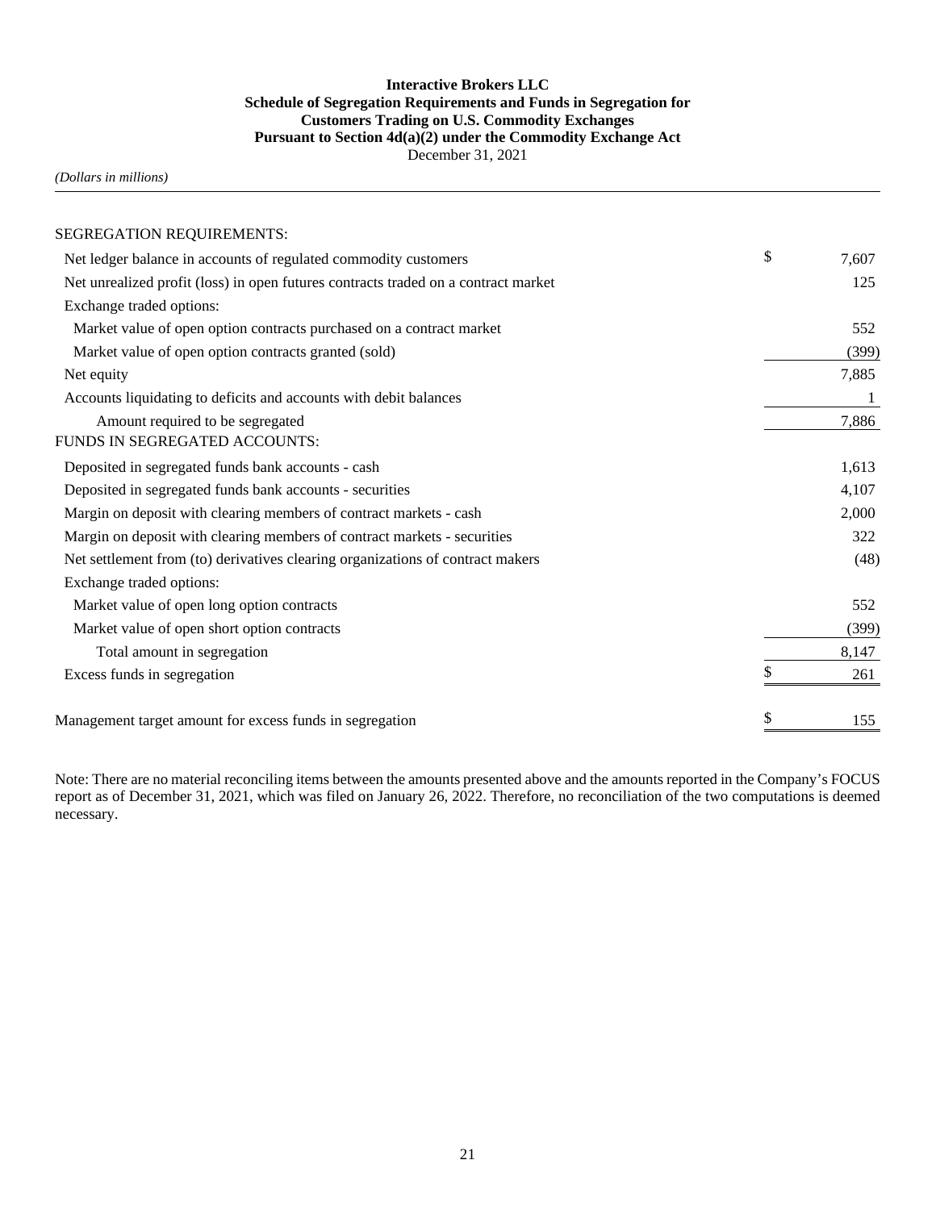**Interactive Brokers LLC**
**Schedule of Segregation Requirements and Funds in Segregation for Customers Trading on U.S. Commodity Exchanges**
**Pursuant to Section 4d(a)(2) under the Commodity Exchange Act**
December 31, 2021

*(Dollars in millions)*

| | |
|---|---|
| SEGREGATION REQUIREMENTS: | |
| Net ledger balance in accounts of regulated commodity customers | $ 7,607 |
| Net unrealized profit (loss) in open futures contracts traded on a contract market | 125 |
| Exchange traded options: | |
| Market value of open option contracts purchased on a contract market | 552 |
| Market value of open option contracts granted (sold) | (399) |
| Net equity | 7,885 |
| Accounts liquidating to deficits and accounts with debit balances | 1 |
| Amount required to be segregated | 7,886 |
| FUNDS IN SEGREGATED ACCOUNTS: | |
| Deposited in segregated funds bank accounts - cash | 1,613 |
| Deposited in segregated funds bank accounts - securities | 4,107 |
| Margin on deposit with clearing members of contract markets - cash | 2,000 |
| Margin on deposit with clearing members of contract markets - securities | 322 |
| Net settlement from (to) derivatives clearing organizations of contract makers | (48) |
| Exchange traded options: | |
| Market value of open long option contracts | 552 |
| Market value of open short option contracts | (399) |
| Total amount in segregation | 8,147 |
| Excess funds in segregation | $ 261 |
| Management target amount for excess funds in segregation | $ 155 |

Note: There are no material reconciling items between the amounts presented above and the amounts reported in the Company's FOCUS report as of December 31, 2021, which was filed on January 26, 2022. Therefore, no reconciliation of the two computations is deemed necessary.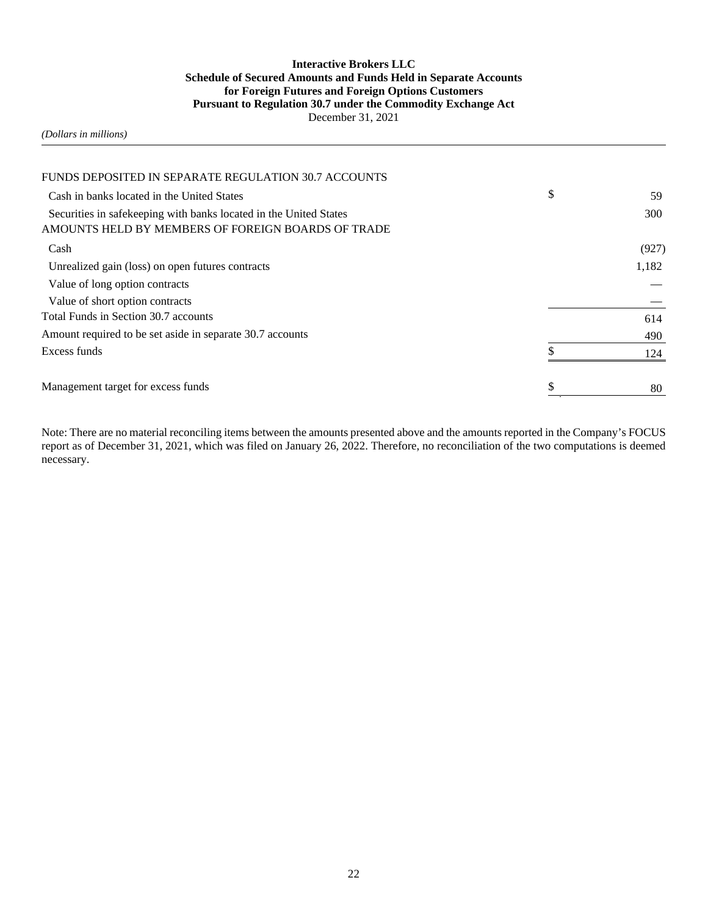**Interactive Brokers LLC**
**Schedule of Secured Amounts and Funds Held in Separate Accounts**
**for Foreign Futures and Foreign Options Customers**
**Pursuant to Regulation 30.7 under the Commodity Exchange Act**
December 31, 2021

*(Dollars in millions)*

| | | |
|---|---|---|
| FUNDS DEPOSITED IN SEPARATE REGULATION 30.7 ACCOUNTS | | |
| Cash in banks located in the United States | $ | 59 |
| Securities in safekeeping with banks located in the United States | | 300 |
| AMOUNTS HELD BY MEMBERS OF FOREIGN BOARDS OF TRADE | | |
| Cash | | (927) |
| Unrealized gain (loss) on open futures contracts | | 1,182 |
| Value of long option contracts | | — |
| Value of short option contracts | | — |
| Total Funds in Section 30.7 accounts | | 614 |
| Amount required to be set aside in separate 30.7 accounts | | 490 |
| Excess funds | $ | 124 |
| | | |
| Management target for excess funds | $ | 80 |

Note: There are no material reconciling items between the amounts presented above and the amounts reported in the Company's FOCUS report as of December 31, 2021, which was filed on January 26, 2022. Therefore, no reconciliation of the two computations is deemed necessary.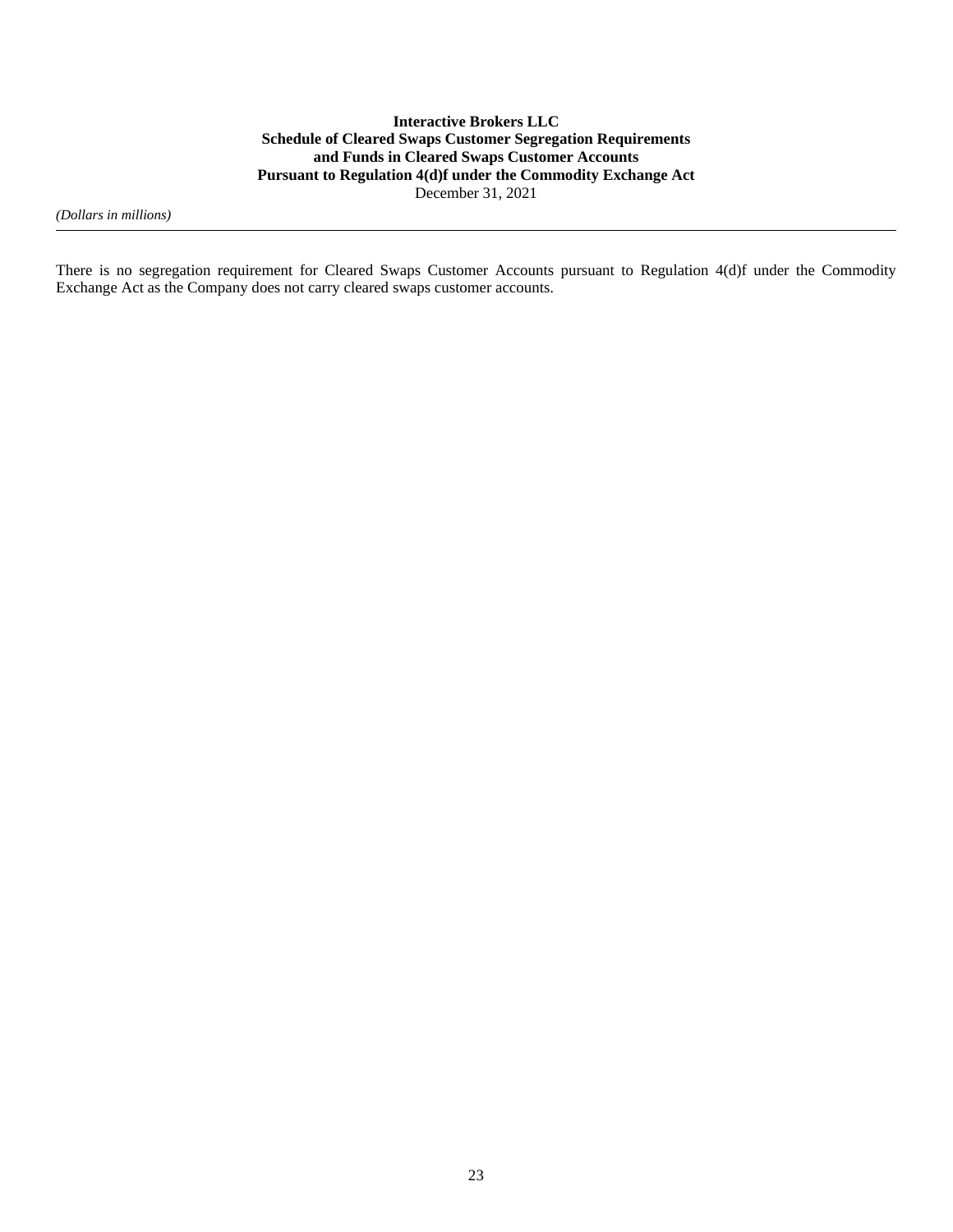**Interactive Brokers LLC**
**Schedule of Cleared Swaps Customer Segregation Requirements**
**and Funds in Cleared Swaps Customer Accounts**
**Pursuant to Regulation 4(d)f under the Commodity Exchange Act**
December 31, 2021

*(Dollars in millions)*

---

There is no segregation requirement for Cleared Swaps Customer Accounts pursuant to Regulation 4(d)f under the Commodity Exchange Act as the Company does not carry cleared swaps customer accounts.